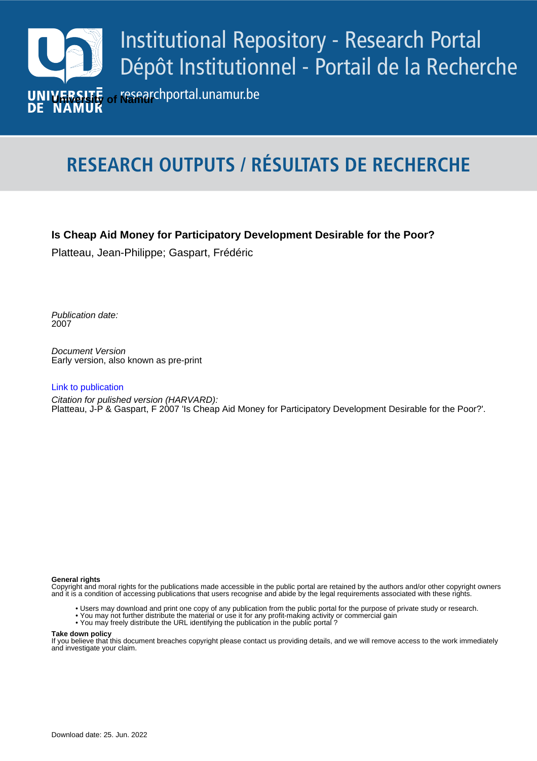# Institutional Repository - Research Portal
# Dépôt Institutionnel - Portail de la Recherche

researchportal.unamur.be

University of Namur

## RESEARCH OUTPUTS / RÉSULTATS DE RECHERCHE

**Is Cheap Aid Money for Participatory Development Desirable for the Poor?**

Platteau, Jean-Philippe; Gaspart, Frédéric

*Publication date:*
2007

*Document Version*
Early version, also known as pre-print

Link to publication

*Citation for pulished version (HARVARD):*
Platteau, J-P & Gaspart, F 2007 'Is Cheap Aid Money for Participatory Development Desirable for the Poor?'.

**General rights**
Copyright and moral rights for the publications made accessible in the public portal are retained by the authors and/or other copyright owners and it is a condition of accessing publications that users recognise and abide by the legal requirements associated with these rights.

- Users may download and print one copy of any publication from the public portal for the purpose of private study or research.
- You may not further distribute the material or use it for any profit-making activity or commercial gain
- You may freely distribute the URL identifying the publication in the public portal ?

**Take down policy**
If you believe that this document breaches copyright please contact us providing details, and we will remove access to the work immediately and investigate your claim.

Download date: 25. Jun. 2022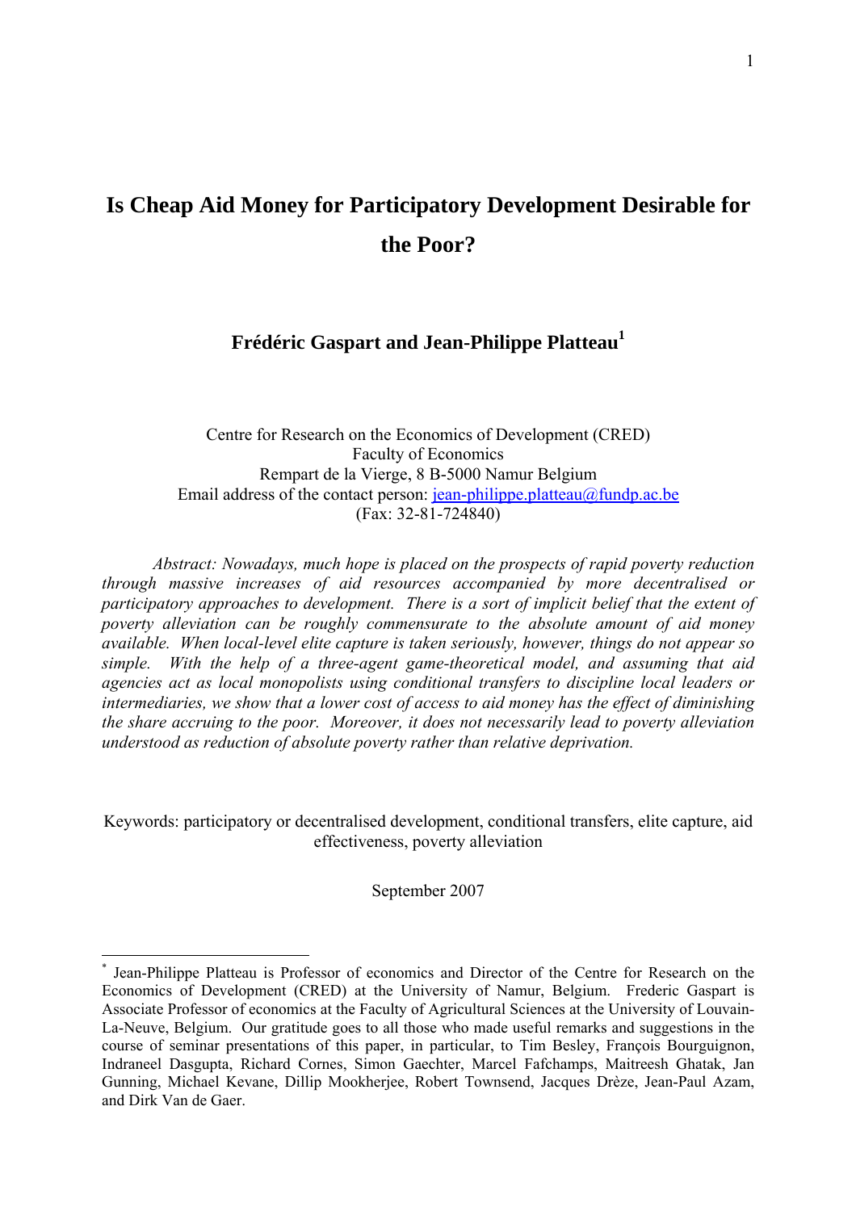# Is Cheap Aid Money for Participatory Development Desirable for the Poor?

**Frédéric Gaspart and Jean-Philippe Platteau[1]**

Centre for Research on the Economics of Development (CRED)
Faculty of Economics
Rempart de la Vierge, 8 B-5000 Namur Belgium
Email address of the contact person: jean-philippe.platteau@fundp.ac.be
(Fax: 32-81-724840)

*Abstract: Nowadays, much hope is placed on the prospects of rapid poverty reduction through massive increases of aid resources accompanied by more decentralised or participatory approaches to development. There is a sort of implicit belief that the extent of poverty alleviation can be roughly commensurate to the absolute amount of aid money available. When local-level elite capture is taken seriously, however, things do not appear so simple. With the help of a three-agent game-theoretical model, and assuming that aid agencies act as local monopolists using conditional transfers to discipline local leaders or intermediaries, we show that a lower cost of access to aid money has the effect of diminishing the share accruing to the poor. Moreover, it does not necessarily lead to poverty alleviation understood as reduction of absolute poverty rather than relative deprivation.*

Keywords: participatory or decentralised development, conditional transfers, elite capture, aid effectiveness, poverty alleviation

September 2007

---

[*] Jean-Philippe Platteau is Professor of economics and Director of the Centre for Research on the Economics of Development (CRED) at the University of Namur, Belgium. Frederic Gaspart is Associate Professor of economics at the Faculty of Agricultural Sciences at the University of Louvain-La-Neuve, Belgium. Our gratitude goes to all those who made useful remarks and suggestions in the course of seminar presentations of this paper, in particular, to Tim Besley, François Bourguignon, Indraneel Dasgupta, Richard Cornes, Simon Gaechter, Marcel Fafchamps, Maitreesh Ghatak, Jan Gunning, Michael Kevane, Dillip Mookherjee, Robert Townsend, Jacques Drèze, Jean-Paul Azam, and Dirk Van de Gaer.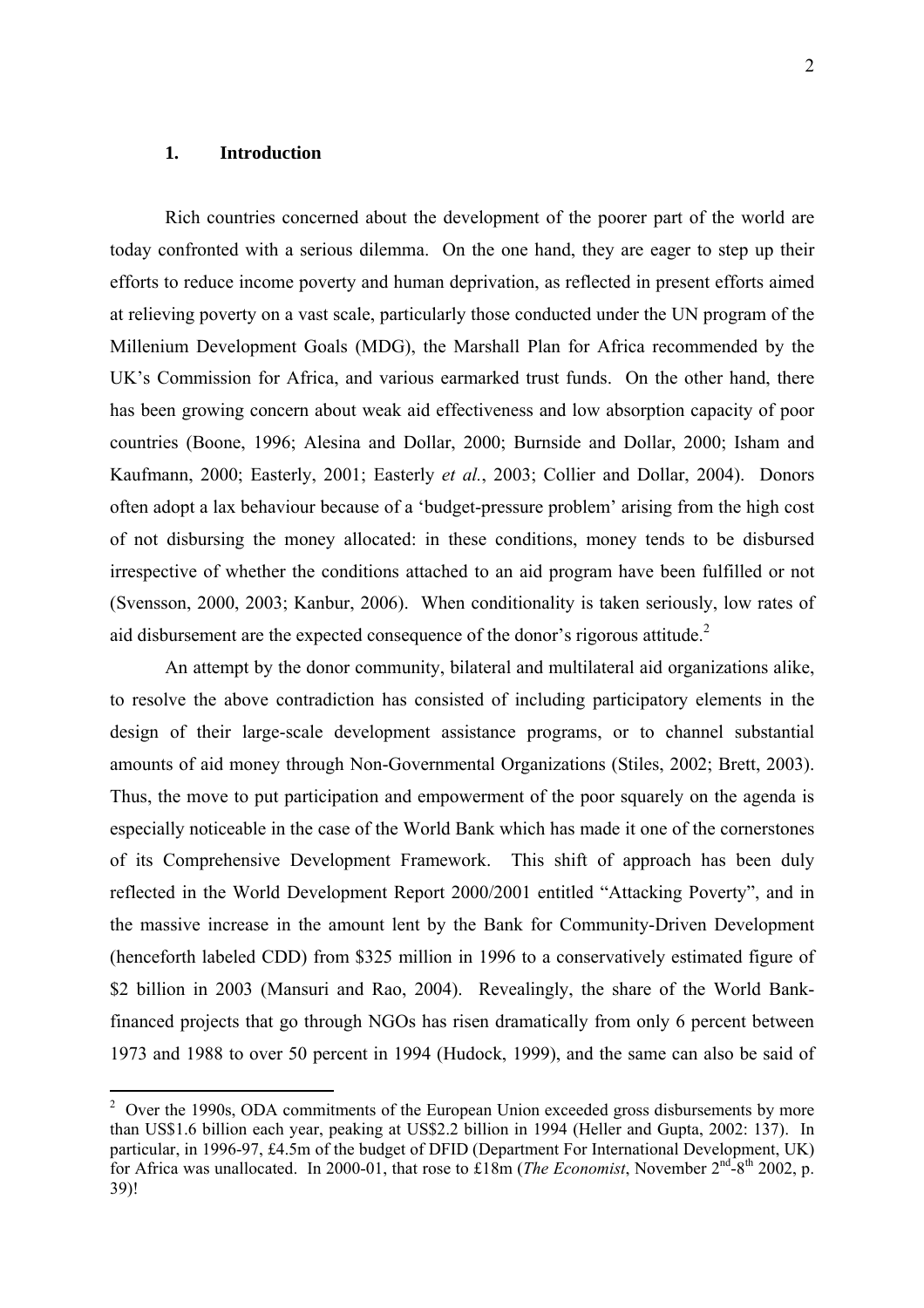## 1. Introduction

Rich countries concerned about the development of the poorer part of the world are today confronted with a serious dilemma. On the one hand, they are eager to step up their efforts to reduce income poverty and human deprivation, as reflected in present efforts aimed at relieving poverty on a vast scale, particularly those conducted under the UN program of the Millenium Development Goals (MDG), the Marshall Plan for Africa recommended by the UK's Commission for Africa, and various earmarked trust funds. On the other hand, there has been growing concern about weak aid effectiveness and low absorption capacity of poor countries (Boone, 1996; Alesina and Dollar, 2000; Burnside and Dollar, 2000; Isham and Kaufmann, 2000; Easterly, 2001; Easterly *et al.*, 2003; Collier and Dollar, 2004). Donors often adopt a lax behaviour because of a 'budget-pressure problem' arising from the high cost of not disbursing the money allocated: in these conditions, money tends to be disbursed irrespective of whether the conditions attached to an aid program have been fulfilled or not (Svensson, 2000, 2003; Kanbur, 2006). When conditionality is taken seriously, low rates of aid disbursement are the expected consequence of the donor's rigorous attitude.[2]

An attempt by the donor community, bilateral and multilateral aid organizations alike, to resolve the above contradiction has consisted of including participatory elements in the design of their large-scale development assistance programs, or to channel substantial amounts of aid money through Non-Governmental Organizations (Stiles, 2002; Brett, 2003). Thus, the move to put participation and empowerment of the poor squarely on the agenda is especially noticeable in the case of the World Bank which has made it one of the cornerstones of its Comprehensive Development Framework. This shift of approach has been duly reflected in the World Development Report 2000/2001 entitled "Attacking Poverty", and in the massive increase in the amount lent by the Bank for Community-Driven Development (henceforth labeled CDD) from \$325 million in 1996 to a conservatively estimated figure of \$2 billion in 2003 (Mansuri and Rao, 2004). Revealingly, the share of the World Bank-financed projects that go through NGOs has risen dramatically from only 6 percent between 1973 and 1988 to over 50 percent in 1994 (Hudock, 1999), and the same can also be said of

---

[2] Over the 1990s, ODA commitments of the European Union exceeded gross disbursements by more than US\$1.6 billion each year, peaking at US\$2.2 billion in 1994 (Heller and Gupta, 2002: 137). In particular, in 1996-97, £4.5m of the budget of DFID (Department For International Development, UK) for Africa was unallocated. In 2000-01, that rose to £18m (*The Economist*, November 2nd-8th 2002, p. 39)!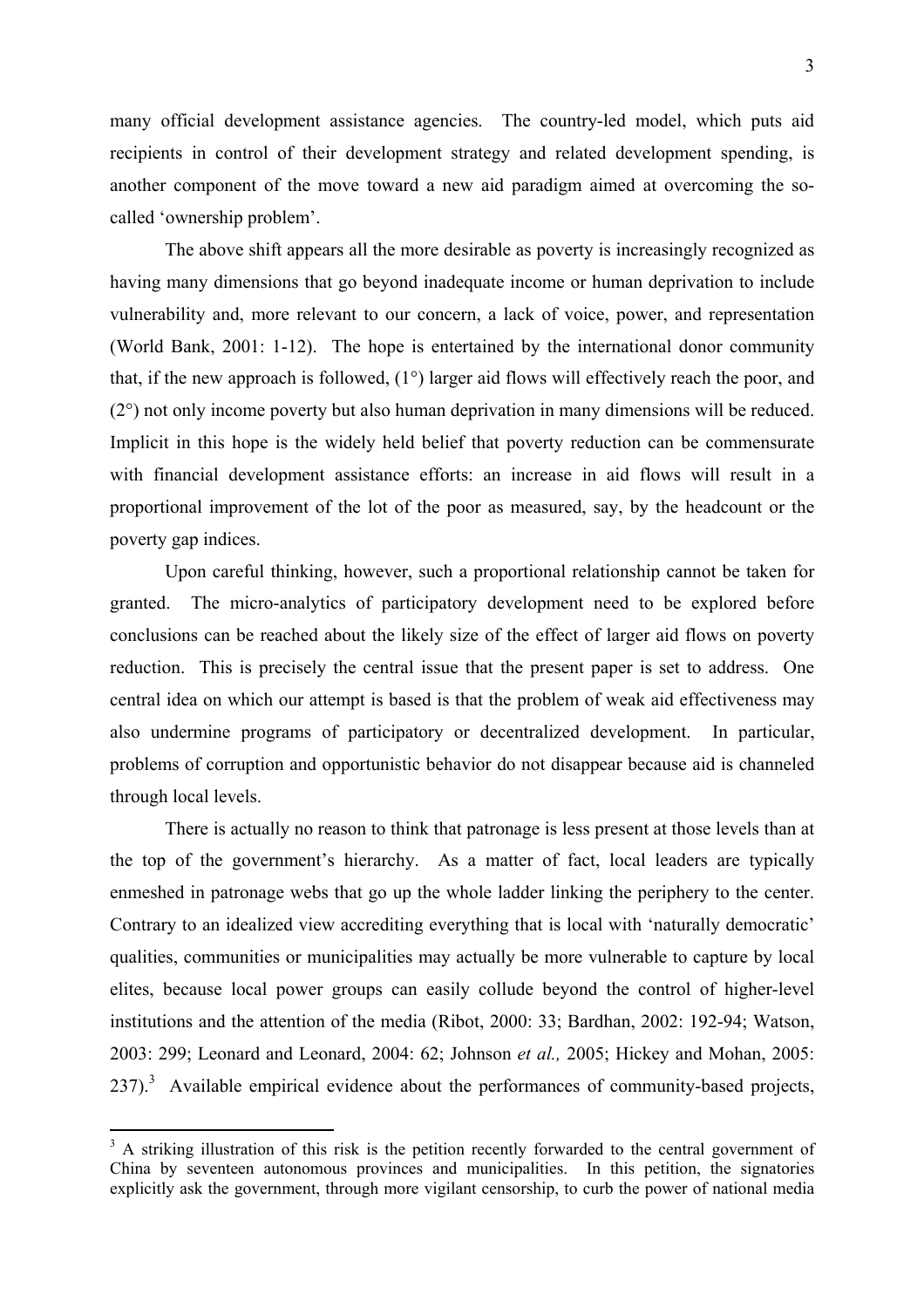many official development assistance agencies. The country-led model, which puts aid recipients in control of their development strategy and related development spending, is another component of the move toward a new aid paradigm aimed at overcoming the so-called 'ownership problem'.

The above shift appears all the more desirable as poverty is increasingly recognized as having many dimensions that go beyond inadequate income or human deprivation to include vulnerability and, more relevant to our concern, a lack of voice, power, and representation (World Bank, 2001: 1-12). The hope is entertained by the international donor community that, if the new approach is followed, (1°) larger aid flows will effectively reach the poor, and (2°) not only income poverty but also human deprivation in many dimensions will be reduced. Implicit in this hope is the widely held belief that poverty reduction can be commensurate with financial development assistance efforts: an increase in aid flows will result in a proportional improvement of the lot of the poor as measured, say, by the headcount or the poverty gap indices.

Upon careful thinking, however, such a proportional relationship cannot be taken for granted. The micro-analytics of participatory development need to be explored before conclusions can be reached about the likely size of the effect of larger aid flows on poverty reduction. This is precisely the central issue that the present paper is set to address. One central idea on which our attempt is based is that the problem of weak aid effectiveness may also undermine programs of participatory or decentralized development. In particular, problems of corruption and opportunistic behavior do not disappear because aid is channeled through local levels.

There is actually no reason to think that patronage is less present at those levels than at the top of the government's hierarchy. As a matter of fact, local leaders are typically enmeshed in patronage webs that go up the whole ladder linking the periphery to the center. Contrary to an idealized view accrediting everything that is local with 'naturally democratic' qualities, communities or municipalities may actually be more vulnerable to capture by local elites, because local power groups can easily collude beyond the control of higher-level institutions and the attention of the media (Ribot, 2000: 33; Bardhan, 2002: 192-94; Watson, 2003: 299; Leonard and Leonard, 2004: 62; Johnson *et al.,* 2005; Hickey and Mohan, 2005: 237).[3] Available empirical evidence about the performances of community-based projects,

[3] A striking illustration of this risk is the petition recently forwarded to the central government of China by seventeen autonomous provinces and municipalities. In this petition, the signatories explicitly ask the government, through more vigilant censorship, to curb the power of national media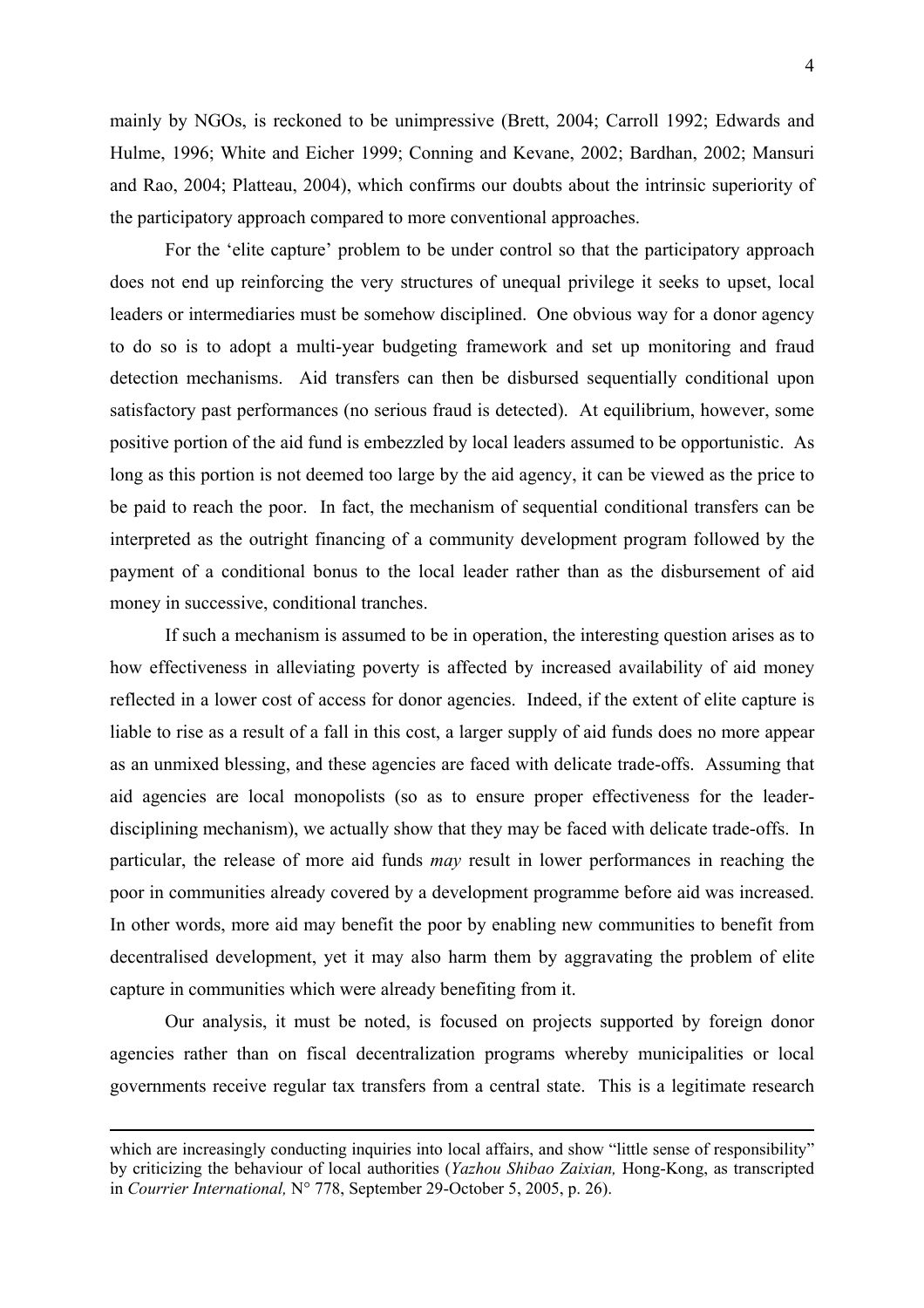mainly by NGOs, is reckoned to be unimpressive (Brett, 2004; Carroll 1992; Edwards and Hulme, 1996; White and Eicher 1999; Conning and Kevane, 2002; Bardhan, 2002; Mansuri and Rao, 2004; Platteau, 2004), which confirms our doubts about the intrinsic superiority of the participatory approach compared to more conventional approaches.

For the 'elite capture' problem to be under control so that the participatory approach does not end up reinforcing the very structures of unequal privilege it seeks to upset, local leaders or intermediaries must be somehow disciplined. One obvious way for a donor agency to do so is to adopt a multi-year budgeting framework and set up monitoring and fraud detection mechanisms. Aid transfers can then be disbursed sequentially conditional upon satisfactory past performances (no serious fraud is detected). At equilibrium, however, some positive portion of the aid fund is embezzled by local leaders assumed to be opportunistic. As long as this portion is not deemed too large by the aid agency, it can be viewed as the price to be paid to reach the poor. In fact, the mechanism of sequential conditional transfers can be interpreted as the outright financing of a community development program followed by the payment of a conditional bonus to the local leader rather than as the disbursement of aid money in successive, conditional tranches.

If such a mechanism is assumed to be in operation, the interesting question arises as to how effectiveness in alleviating poverty is affected by increased availability of aid money reflected in a lower cost of access for donor agencies. Indeed, if the extent of elite capture is liable to rise as a result of a fall in this cost, a larger supply of aid funds does no more appear as an unmixed blessing, and these agencies are faced with delicate trade-offs. Assuming that aid agencies are local monopolists (so as to ensure proper effectiveness for the leader-disciplining mechanism), we actually show that they may be faced with delicate trade-offs. In particular, the release of more aid funds *may* result in lower performances in reaching the poor in communities already covered by a development programme before aid was increased. In other words, more aid may benefit the poor by enabling new communities to benefit from decentralised development, yet it may also harm them by aggravating the problem of elite capture in communities which were already benefiting from it.

Our analysis, it must be noted, is focused on projects supported by foreign donor agencies rather than on fiscal decentralization programs whereby municipalities or local governments receive regular tax transfers from a central state. This is a legitimate research

---

which are increasingly conducting inquiries into local affairs, and show "little sense of responsibility" by criticizing the behaviour of local authorities (*Yazhou Shibao Zaixian,* Hong-Kong, as transcripted in *Courrier International,* N° 778, September 29-October 5, 2005, p. 26).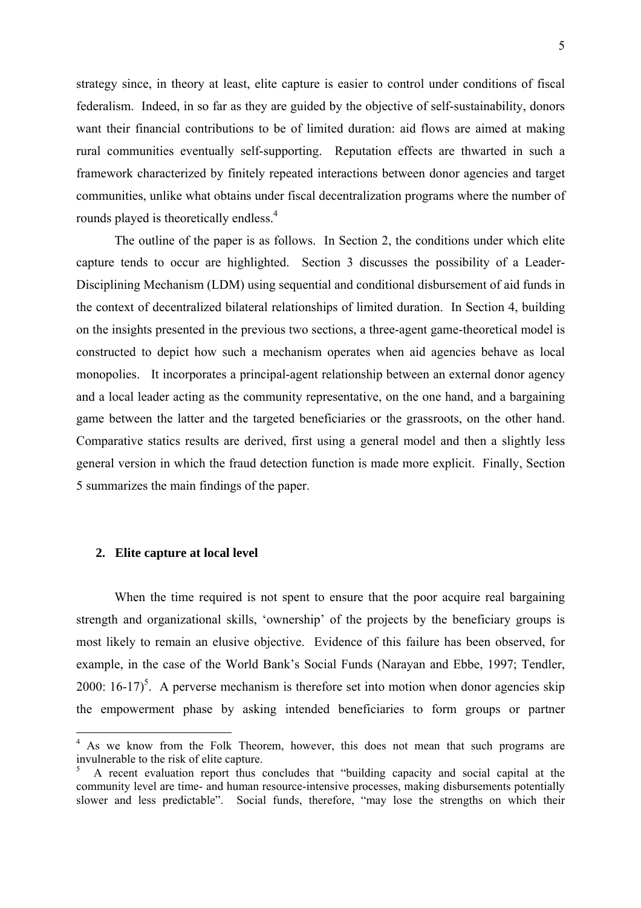strategy since, in theory at least, elite capture is easier to control under conditions of fiscal federalism. Indeed, in so far as they are guided by the objective of self-sustainability, donors want their financial contributions to be of limited duration: aid flows are aimed at making rural communities eventually self-supporting. Reputation effects are thwarted in such a framework characterized by finitely repeated interactions between donor agencies and target communities, unlike what obtains under fiscal decentralization programs where the number of rounds played is theoretically endless.[4]

The outline of the paper is as follows. In Section 2, the conditions under which elite capture tends to occur are highlighted. Section 3 discusses the possibility of a Leader-Disciplining Mechanism (LDM) using sequential and conditional disbursement of aid funds in the context of decentralized bilateral relationships of limited duration. In Section 4, building on the insights presented in the previous two sections, a three-agent game-theoretical model is constructed to depict how such a mechanism operates when aid agencies behave as local monopolies. It incorporates a principal-agent relationship between an external donor agency and a local leader acting as the community representative, on the one hand, and a bargaining game between the latter and the targeted beneficiaries or the grassroots, on the other hand. Comparative statics results are derived, first using a general model and then a slightly less general version in which the fraud detection function is made more explicit. Finally, Section 5 summarizes the main findings of the paper.

## 2. Elite capture at local level

When the time required is not spent to ensure that the poor acquire real bargaining strength and organizational skills, 'ownership' of the projects by the beneficiary groups is most likely to remain an elusive objective. Evidence of this failure has been observed, for example, in the case of the World Bank's Social Funds (Narayan and Ebbe, 1997; Tendler, 2000: 16-17)[5]. A perverse mechanism is therefore set into motion when donor agencies skip the empowerment phase by asking intended beneficiaries to form groups or partner

---

[4] As we know from the Folk Theorem, however, this does not mean that such programs are invulnerable to the risk of elite capture.

[5] A recent evaluation report thus concludes that "building capacity and social capital at the community level are time- and human resource-intensive processes, making disbursements potentially slower and less predictable". Social funds, therefore, "may lose the strengths on which their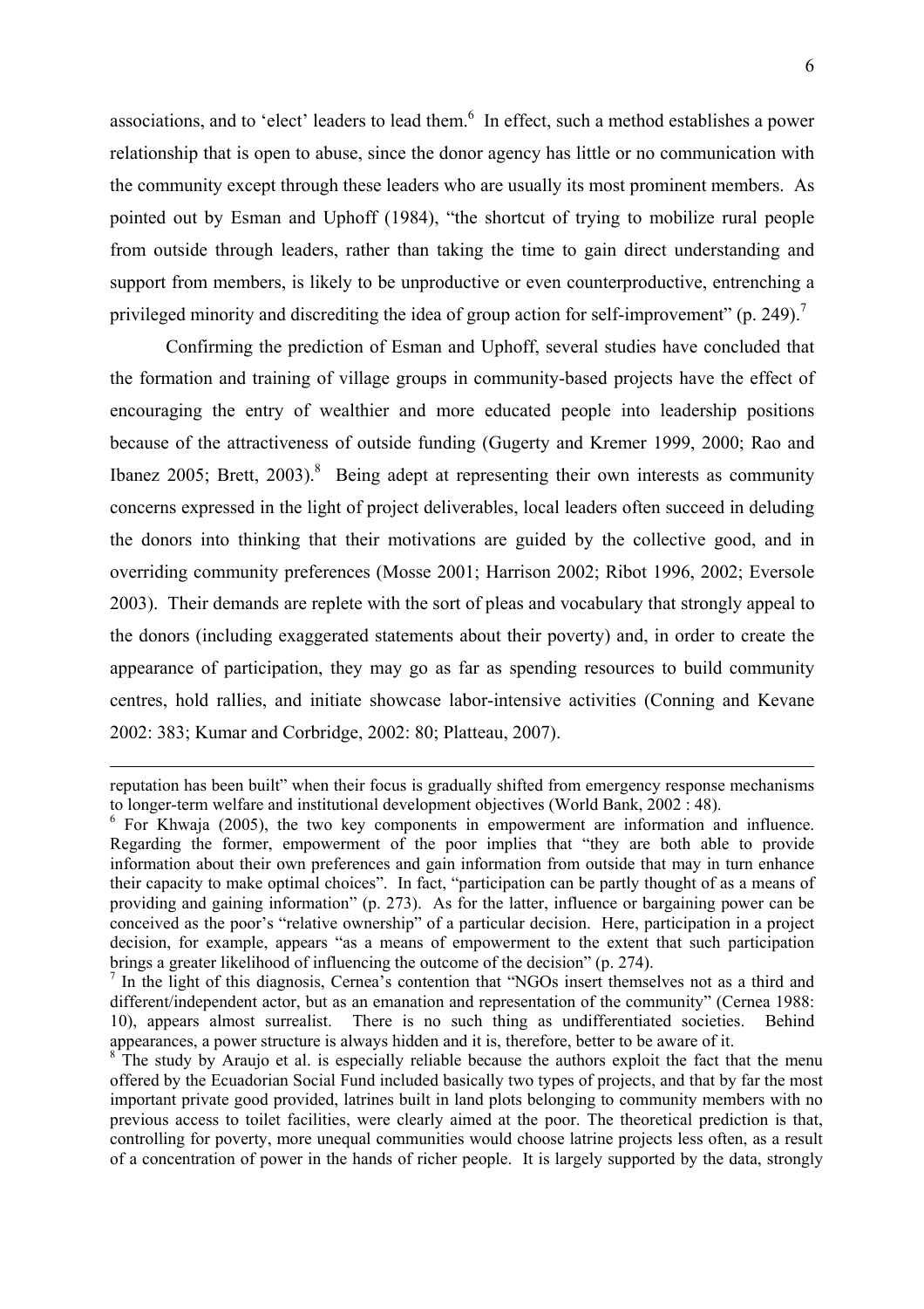associations, and to 'elect' leaders to lead them.[6] In effect, such a method establishes a power relationship that is open to abuse, since the donor agency has little or no communication with the community except through these leaders who are usually its most prominent members. As pointed out by Esman and Uphoff (1984), "the shortcut of trying to mobilize rural people from outside through leaders, rather than taking the time to gain direct understanding and support from members, is likely to be unproductive or even counterproductive, entrenching a privileged minority and discrediting the idea of group action for self-improvement" (p. 249).[7]

Confirming the prediction of Esman and Uphoff, several studies have concluded that the formation and training of village groups in community-based projects have the effect of encouraging the entry of wealthier and more educated people into leadership positions because of the attractiveness of outside funding (Gugerty and Kremer 1999, 2000; Rao and Ibanez 2005; Brett, 2003).[8] Being adept at representing their own interests as community concerns expressed in the light of project deliverables, local leaders often succeed in deluding the donors into thinking that their motivations are guided by the collective good, and in overriding community preferences (Mosse 2001; Harrison 2002; Ribot 1996, 2002; Eversole 2003). Their demands are replete with the sort of pleas and vocabulary that strongly appeal to the donors (including exaggerated statements about their poverty) and, in order to create the appearance of participation, they may go as far as spending resources to build community centres, hold rallies, and initiate showcase labor-intensive activities (Conning and Kevane 2002: 383; Kumar and Corbridge, 2002: 80; Platteau, 2007).

---

reputation has been built" when their focus is gradually shifted from emergency response mechanisms to longer-term welfare and institutional development objectives (World Bank, 2002 : 48).

[6] For Khwaja (2005), the two key components in empowerment are information and influence. Regarding the former, empowerment of the poor implies that "they are both able to provide information about their own preferences and gain information from outside that may in turn enhance their capacity to make optimal choices". In fact, "participation can be partly thought of as a means of providing and gaining information" (p. 273). As for the latter, influence or bargaining power can be conceived as the poor's "relative ownership" of a particular decision. Here, participation in a project decision, for example, appears "as a means of empowerment to the extent that such participation brings a greater likelihood of influencing the outcome of the decision" (p. 274).

[7] In the light of this diagnosis, Cernea's contention that "NGOs insert themselves not as a third and different/independent actor, but as an emanation and representation of the community" (Cernea 1988: 10), appears almost surrealist. There is no such thing as undifferentiated societies. Behind appearances, a power structure is always hidden and it is, therefore, better to be aware of it.

[8] The study by Araujo et al. is especially reliable because the authors exploit the fact that the menu offered by the Ecuadorian Social Fund included basically two types of projects, and that by far the most important private good provided, latrines built in land plots belonging to community members with no previous access to toilet facilities, were clearly aimed at the poor. The theoretical prediction is that, controlling for poverty, more unequal communities would choose latrine projects less often, as a result of a concentration of power in the hands of richer people. It is largely supported by the data, strongly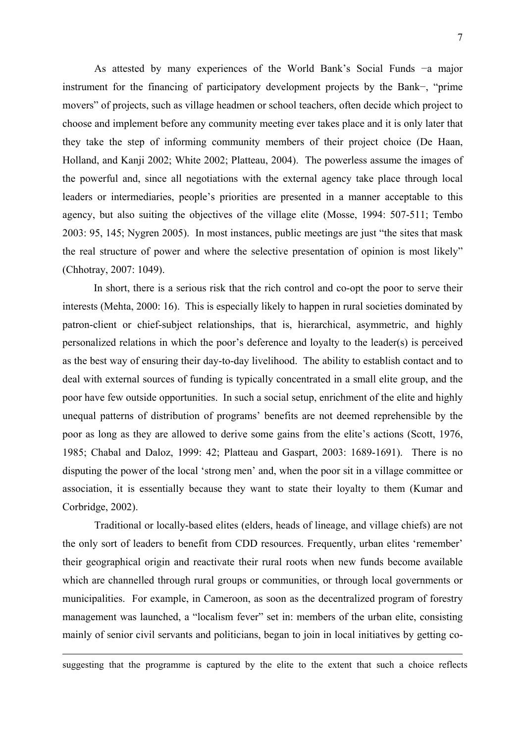As attested by many experiences of the World Bank's Social Funds −a major instrument for the financing of participatory development projects by the Bank−, "prime movers" of projects, such as village headmen or school teachers, often decide which project to choose and implement before any community meeting ever takes place and it is only later that they take the step of informing community members of their project choice (De Haan, Holland, and Kanji 2002; White 2002; Platteau, 2004). The powerless assume the images of the powerful and, since all negotiations with the external agency take place through local leaders or intermediaries, people's priorities are presented in a manner acceptable to this agency, but also suiting the objectives of the village elite (Mosse, 1994: 507-511; Tembo 2003: 95, 145; Nygren 2005). In most instances, public meetings are just "the sites that mask the real structure of power and where the selective presentation of opinion is most likely" (Chhotray, 2007: 1049).

In short, there is a serious risk that the rich control and co-opt the poor to serve their interests (Mehta, 2000: 16). This is especially likely to happen in rural societies dominated by patron-client or chief-subject relationships, that is, hierarchical, asymmetric, and highly personalized relations in which the poor's deference and loyalty to the leader(s) is perceived as the best way of ensuring their day-to-day livelihood. The ability to establish contact and to deal with external sources of funding is typically concentrated in a small elite group, and the poor have few outside opportunities. In such a social setup, enrichment of the elite and highly unequal patterns of distribution of programs' benefits are not deemed reprehensible by the poor as long as they are allowed to derive some gains from the elite's actions (Scott, 1976, 1985; Chabal and Daloz, 1999: 42; Platteau and Gaspart, 2003: 1689-1691). There is no disputing the power of the local 'strong men' and, when the poor sit in a village committee or association, it is essentially because they want to state their loyalty to them (Kumar and Corbridge, 2002).

Traditional or locally-based elites (elders, heads of lineage, and village chiefs) are not the only sort of leaders to benefit from CDD resources. Frequently, urban elites 'remember' their geographical origin and reactivate their rural roots when new funds become available which are channelled through rural groups or communities, or through local governments or municipalities. For example, in Cameroon, as soon as the decentralized program of forestry management was launched, a "localism fever" set in: members of the urban elite, consisting mainly of senior civil servants and politicians, began to join in local initiatives by getting co-

suggesting that the programme is captured by the elite to the extent that such a choice reflects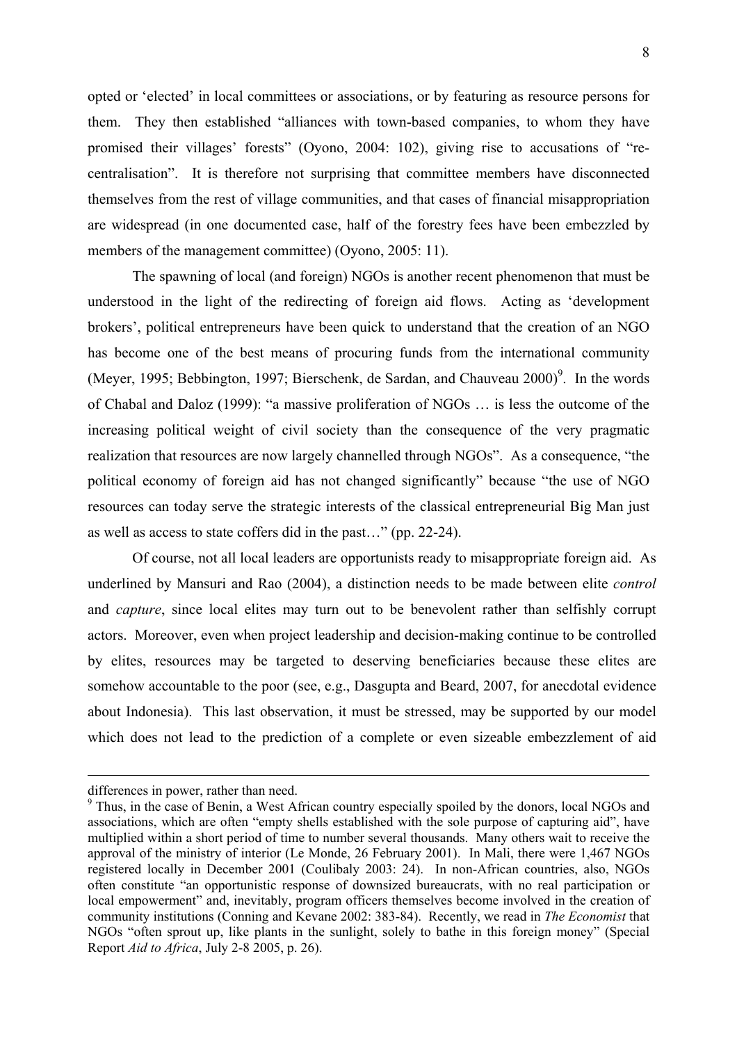opted or 'elected' in local committees or associations, or by featuring as resource persons for them. They then established "alliances with town-based companies, to whom they have promised their villages' forests" (Oyono, 2004: 102), giving rise to accusations of "re-centralisation". It is therefore not surprising that committee members have disconnected themselves from the rest of village communities, and that cases of financial misappropriation are widespread (in one documented case, half of the forestry fees have been embezzled by members of the management committee) (Oyono, 2005: 11).

The spawning of local (and foreign) NGOs is another recent phenomenon that must be understood in the light of the redirecting of foreign aid flows. Acting as 'development brokers', political entrepreneurs have been quick to understand that the creation of an NGO has become one of the best means of procuring funds from the international community (Meyer, 1995; Bebbington, 1997; Bierschenk, de Sardan, and Chauveau 2000)[9]. In the words of Chabal and Daloz (1999): "a massive proliferation of NGOs … is less the outcome of the increasing political weight of civil society than the consequence of the very pragmatic realization that resources are now largely channelled through NGOs". As a consequence, "the political economy of foreign aid has not changed significantly" because "the use of NGO resources can today serve the strategic interests of the classical entrepreneurial Big Man just as well as access to state coffers did in the past…" (pp. 22-24).

Of course, not all local leaders are opportunists ready to misappropriate foreign aid. As underlined by Mansuri and Rao (2004), a distinction needs to be made between elite *control* and *capture*, since local elites may turn out to be benevolent rather than selfishly corrupt actors. Moreover, even when project leadership and decision-making continue to be controlled by elites, resources may be targeted to deserving beneficiaries because these elites are somehow accountable to the poor (see, e.g., Dasgupta and Beard, 2007, for anecdotal evidence about Indonesia). This last observation, it must be stressed, may be supported by our model which does not lead to the prediction of a complete or even sizeable embezzlement of aid

---

differences in power, rather than need.

[9] Thus, in the case of Benin, a West African country especially spoiled by the donors, local NGOs and associations, which are often "empty shells established with the sole purpose of capturing aid", have multiplied within a short period of time to number several thousands. Many others wait to receive the approval of the ministry of interior (Le Monde, 26 February 2001). In Mali, there were 1,467 NGOs registered locally in December 2001 (Coulibaly 2003: 24). In non-African countries, also, NGOs often constitute "an opportunistic response of downsized bureaucrats, with no real participation or local empowerment" and, inevitably, program officers themselves become involved in the creation of community institutions (Conning and Kevane 2002: 383-84). Recently, we read in *The Economist* that NGOs "often sprout up, like plants in the sunlight, solely to bathe in this foreign money" (Special Report *Aid to Africa*, July 2-8 2005, p. 26).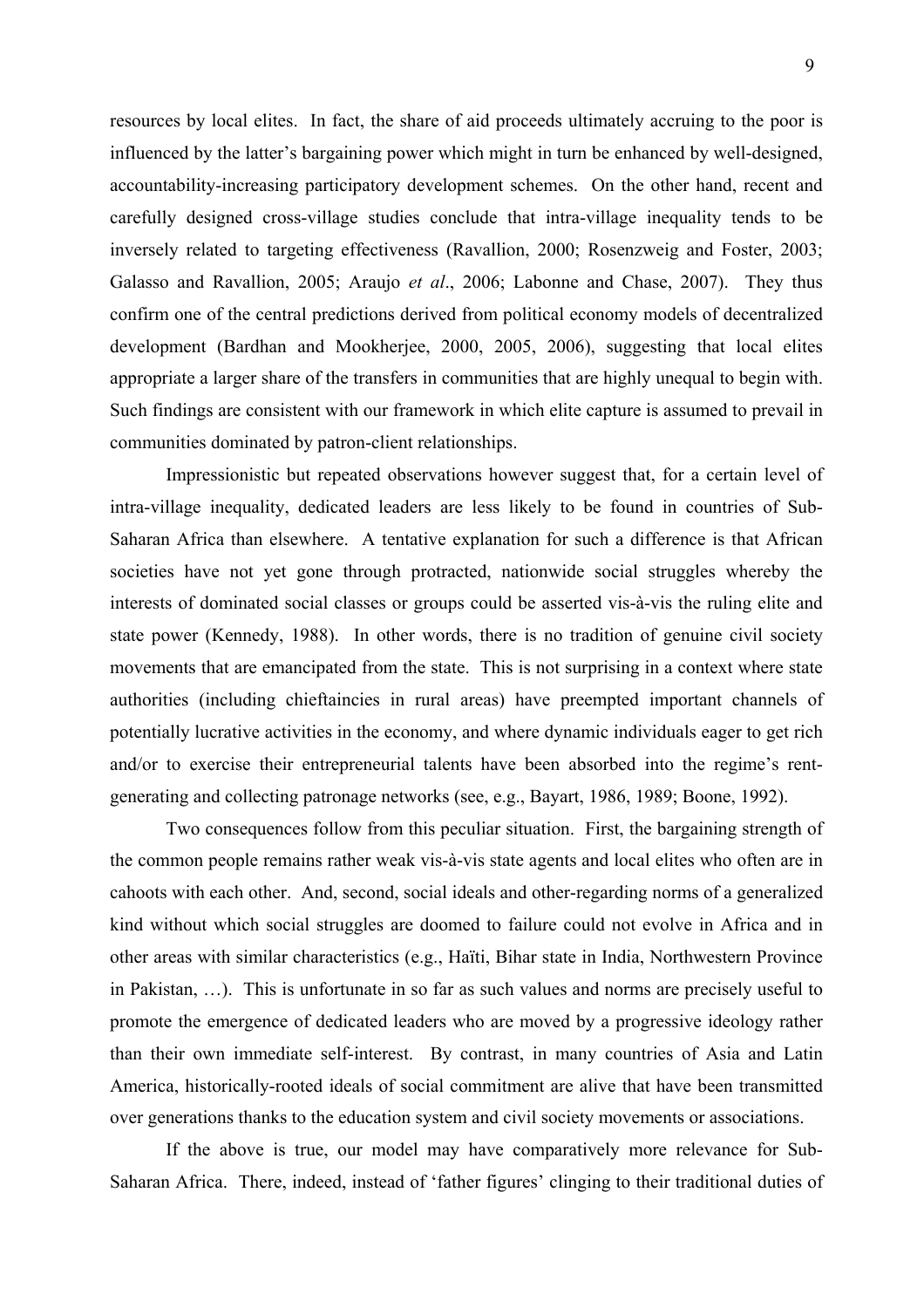resources by local elites. In fact, the share of aid proceeds ultimately accruing to the poor is influenced by the latter's bargaining power which might in turn be enhanced by well-designed, accountability-increasing participatory development schemes. On the other hand, recent and carefully designed cross-village studies conclude that intra-village inequality tends to be inversely related to targeting effectiveness (Ravallion, 2000; Rosenzweig and Foster, 2003; Galasso and Ravallion, 2005; Araujo *et al*., 2006; Labonne and Chase, 2007). They thus confirm one of the central predictions derived from political economy models of decentralized development (Bardhan and Mookherjee, 2000, 2005, 2006), suggesting that local elites appropriate a larger share of the transfers in communities that are highly unequal to begin with. Such findings are consistent with our framework in which elite capture is assumed to prevail in communities dominated by patron-client relationships.

Impressionistic but repeated observations however suggest that, for a certain level of intra-village inequality, dedicated leaders are less likely to be found in countries of Sub-Saharan Africa than elsewhere. A tentative explanation for such a difference is that African societies have not yet gone through protracted, nationwide social struggles whereby the interests of dominated social classes or groups could be asserted vis-à-vis the ruling elite and state power (Kennedy, 1988). In other words, there is no tradition of genuine civil society movements that are emancipated from the state. This is not surprising in a context where state authorities (including chieftaincies in rural areas) have preempted important channels of potentially lucrative activities in the economy, and where dynamic individuals eager to get rich and/or to exercise their entrepreneurial talents have been absorbed into the regime's rent-generating and collecting patronage networks (see, e.g., Bayart, 1986, 1989; Boone, 1992).

Two consequences follow from this peculiar situation. First, the bargaining strength of the common people remains rather weak vis-à-vis state agents and local elites who often are in cahoots with each other. And, second, social ideals and other-regarding norms of a generalized kind without which social struggles are doomed to failure could not evolve in Africa and in other areas with similar characteristics (e.g., Haïti, Bihar state in India, Northwestern Province in Pakistan, …). This is unfortunate in so far as such values and norms are precisely useful to promote the emergence of dedicated leaders who are moved by a progressive ideology rather than their own immediate self-interest. By contrast, in many countries of Asia and Latin America, historically-rooted ideals of social commitment are alive that have been transmitted over generations thanks to the education system and civil society movements or associations.

If the above is true, our model may have comparatively more relevance for Sub-Saharan Africa. There, indeed, instead of 'father figures' clinging to their traditional duties of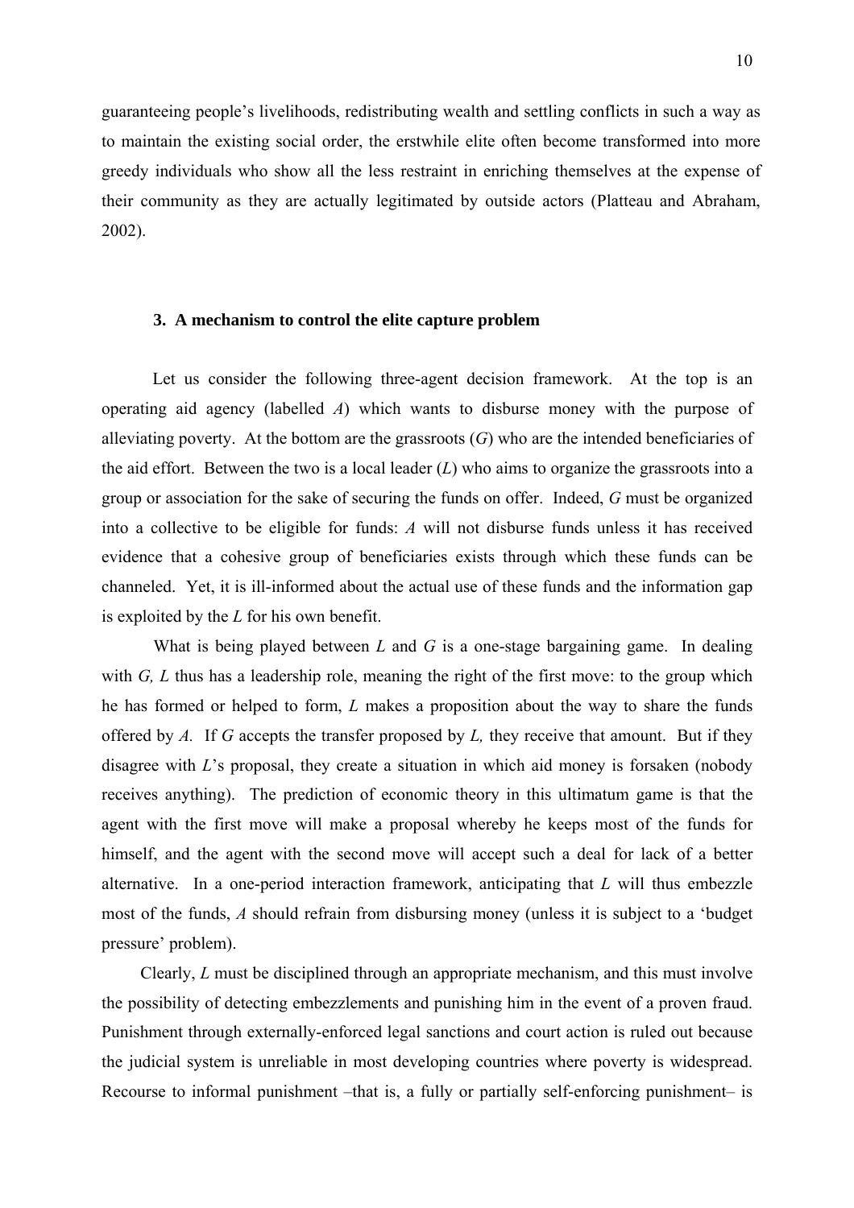guaranteeing people's livelihoods, redistributing wealth and settling conflicts in such a way as to maintain the existing social order, the erstwhile elite often become transformed into more greedy individuals who show all the less restraint in enriching themselves at the expense of their community as they are actually legitimated by outside actors (Platteau and Abraham, 2002).

### 3. A mechanism to control the elite capture problem

Let us consider the following three-agent decision framework. At the top is an operating aid agency (labelled *A*) which wants to disburse money with the purpose of alleviating poverty. At the bottom are the grassroots (*G*) who are the intended beneficiaries of the aid effort. Between the two is a local leader (*L*) who aims to organize the grassroots into a group or association for the sake of securing the funds on offer. Indeed, *G* must be organized into a collective to be eligible for funds: *A* will not disburse funds unless it has received evidence that a cohesive group of beneficiaries exists through which these funds can be channeled. Yet, it is ill-informed about the actual use of these funds and the information gap is exploited by the *L* for his own benefit.

What is being played between *L* and *G* is a one-stage bargaining game. In dealing with *G, L* thus has a leadership role, meaning the right of the first move: to the group which he has formed or helped to form, *L* makes a proposition about the way to share the funds offered by *A.* If *G* accepts the transfer proposed by *L,* they receive that amount. But if they disagree with *L*'s proposal, they create a situation in which aid money is forsaken (nobody receives anything). The prediction of economic theory in this ultimatum game is that the agent with the first move will make a proposal whereby he keeps most of the funds for himself, and the agent with the second move will accept such a deal for lack of a better alternative. In a one-period interaction framework, anticipating that *L* will thus embezzle most of the funds, *A* should refrain from disbursing money (unless it is subject to a 'budget pressure' problem).

Clearly, *L* must be disciplined through an appropriate mechanism, and this must involve the possibility of detecting embezzlements and punishing him in the event of a proven fraud. Punishment through externally-enforced legal sanctions and court action is ruled out because the judicial system is unreliable in most developing countries where poverty is widespread. Recourse to informal punishment –that is, a fully or partially self-enforcing punishment– is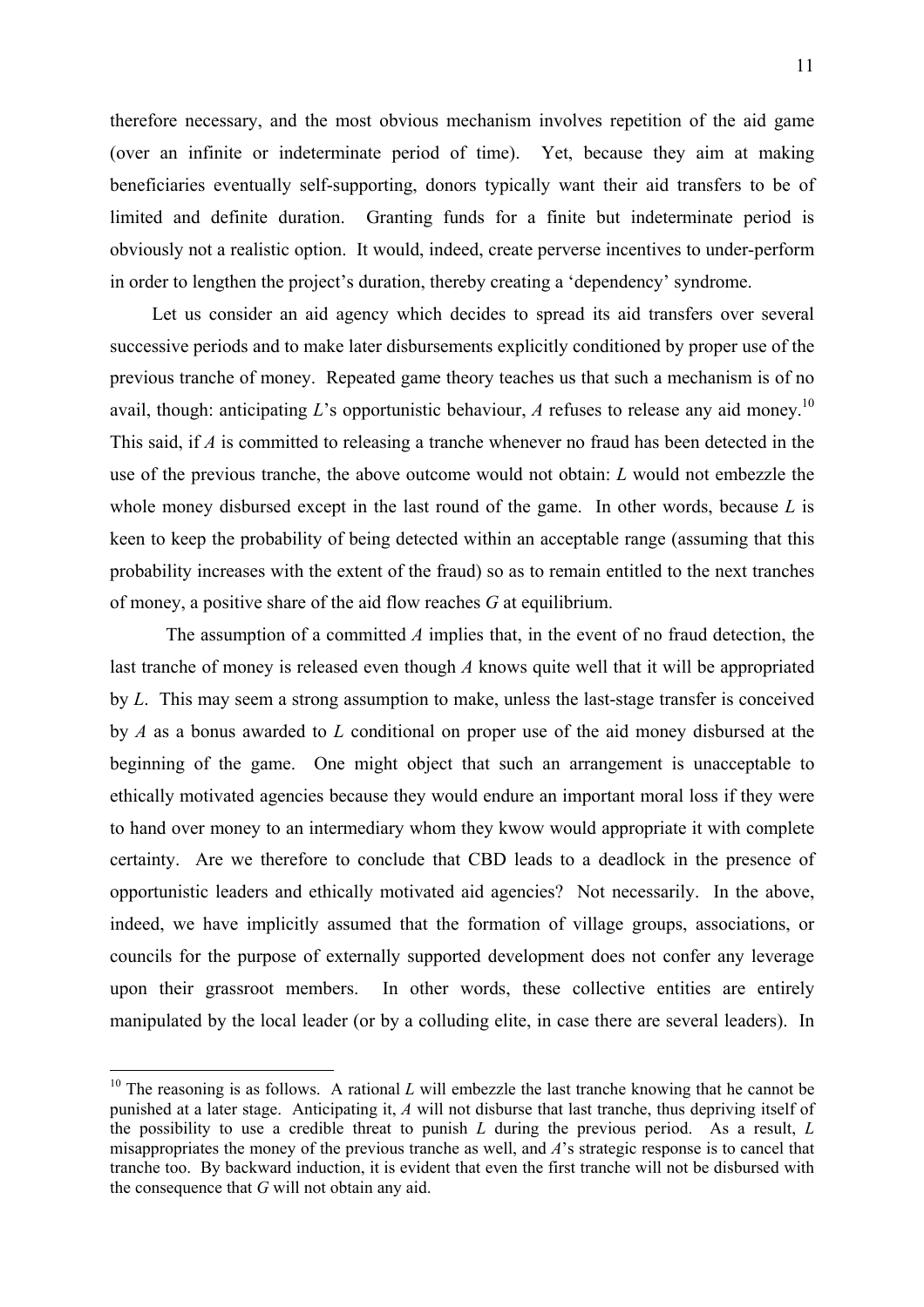therefore necessary, and the most obvious mechanism involves repetition of the aid game (over an infinite or indeterminate period of time). Yet, because they aim at making beneficiaries eventually self-supporting, donors typically want their aid transfers to be of limited and definite duration. Granting funds for a finite but indeterminate period is obviously not a realistic option. It would, indeed, create perverse incentives to under-perform in order to lengthen the project's duration, thereby creating a 'dependency' syndrome.

Let us consider an aid agency which decides to spread its aid transfers over several successive periods and to make later disbursements explicitly conditioned by proper use of the previous tranche of money. Repeated game theory teaches us that such a mechanism is of no avail, though: anticipating *L*'s opportunistic behaviour, *A* refuses to release any aid money.[10] This said, if *A* is committed to releasing a tranche whenever no fraud has been detected in the use of the previous tranche, the above outcome would not obtain: *L* would not embezzle the whole money disbursed except in the last round of the game. In other words, because *L* is keen to keep the probability of being detected within an acceptable range (assuming that this probability increases with the extent of the fraud) so as to remain entitled to the next tranches of money, a positive share of the aid flow reaches *G* at equilibrium.

The assumption of a committed *A* implies that, in the event of no fraud detection, the last tranche of money is released even though *A* knows quite well that it will be appropriated by *L*. This may seem a strong assumption to make, unless the last-stage transfer is conceived by *A* as a bonus awarded to *L* conditional on proper use of the aid money disbursed at the beginning of the game. One might object that such an arrangement is unacceptable to ethically motivated agencies because they would endure an important moral loss if they were to hand over money to an intermediary whom they kwow would appropriate it with complete certainty. Are we therefore to conclude that CBD leads to a deadlock in the presence of opportunistic leaders and ethically motivated aid agencies? Not necessarily. In the above, indeed, we have implicitly assumed that the formation of village groups, associations, or councils for the purpose of externally supported development does not confer any leverage upon their grassroot members. In other words, these collective entities are entirely manipulated by the local leader (or by a colluding elite, in case there are several leaders). In

---

[10] The reasoning is as follows. A rational *L* will embezzle the last tranche knowing that he cannot be punished at a later stage. Anticipating it, *A* will not disburse that last tranche, thus depriving itself of the possibility to use a credible threat to punish *L* during the previous period. As a result, *L* misappropriates the money of the previous tranche as well, and *A*'s strategic response is to cancel that tranche too. By backward induction, it is evident that even the first tranche will not be disbursed with the consequence that *G* will not obtain any aid.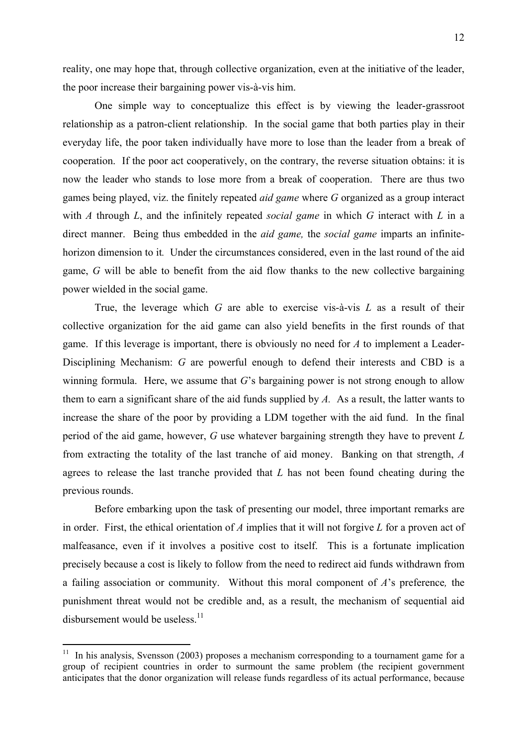reality, one may hope that, through collective organization, even at the initiative of the leader, the poor increase their bargaining power vis-à-vis him.

One simple way to conceptualize this effect is by viewing the leader-grassroot relationship as a patron-client relationship. In the social game that both parties play in their everyday life, the poor taken individually have more to lose than the leader from a break of cooperation. If the poor act cooperatively, on the contrary, the reverse situation obtains: it is now the leader who stands to lose more from a break of cooperation. There are thus two games being played, viz. the finitely repeated *aid game* where *G* organized as a group interact with *A* through *L*, and the infinitely repeated *social game* in which *G* interact with *L* in a direct manner. Being thus embedded in the *aid game,* the *social game* imparts an infinite-horizon dimension to it*.* Under the circumstances considered, even in the last round of the aid game, *G* will be able to benefit from the aid flow thanks to the new collective bargaining power wielded in the social game.

True, the leverage which *G* are able to exercise vis-à-vis *L* as a result of their collective organization for the aid game can also yield benefits in the first rounds of that game. If this leverage is important, there is obviously no need for *A* to implement a Leader-Disciplining Mechanism: *G* are powerful enough to defend their interests and CBD is a winning formula. Here, we assume that *G*'s bargaining power is not strong enough to allow them to earn a significant share of the aid funds supplied by *A.* As a result, the latter wants to increase the share of the poor by providing a LDM together with the aid fund. In the final period of the aid game, however, *G* use whatever bargaining strength they have to prevent *L* from extracting the totality of the last tranche of aid money. Banking on that strength, *A* agrees to release the last tranche provided that *L* has not been found cheating during the previous rounds.

Before embarking upon the task of presenting our model, three important remarks are in order. First, the ethical orientation of *A* implies that it will not forgive *L* for a proven act of malfeasance, even if it involves a positive cost to itself. This is a fortunate implication precisely because a cost is likely to follow from the need to redirect aid funds withdrawn from a failing association or community. Without this moral component of *A*'s preference*,* the punishment threat would not be credible and, as a result, the mechanism of sequential aid disbursement would be useless.[11]

---

[11] In his analysis, Svensson (2003) proposes a mechanism corresponding to a tournament game for a group of recipient countries in order to surmount the same problem (the recipient government anticipates that the donor organization will release funds regardless of its actual performance, because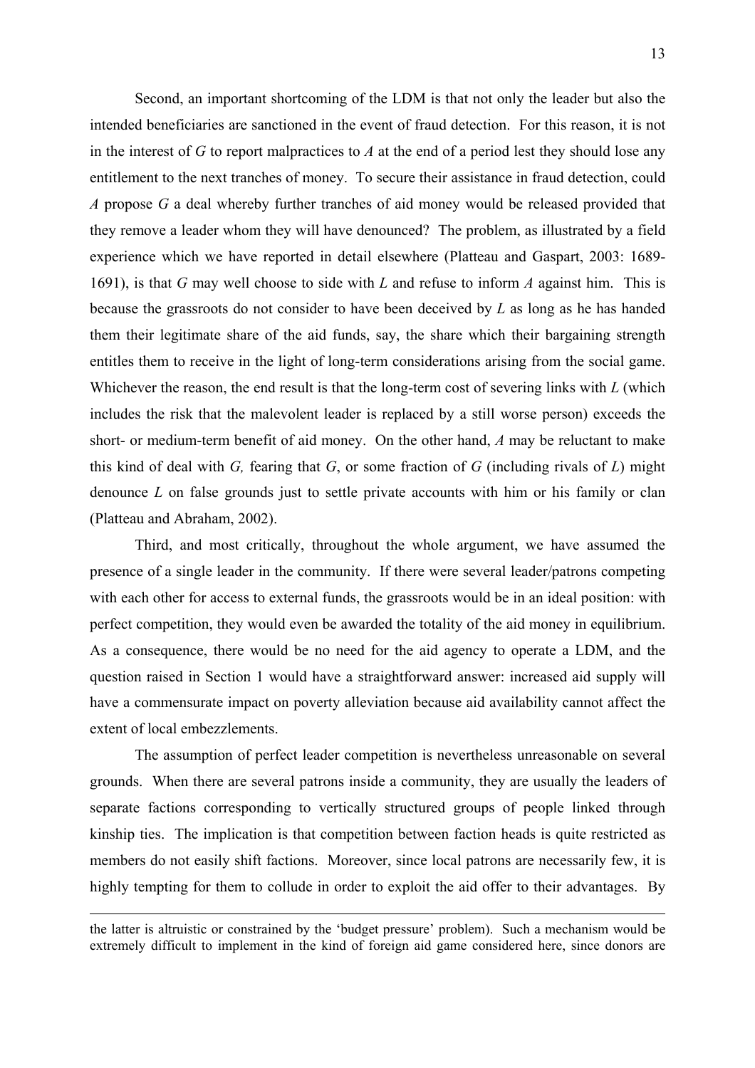Second, an important shortcoming of the LDM is that not only the leader but also the intended beneficiaries are sanctioned in the event of fraud detection. For this reason, it is not in the interest of *G* to report malpractices to *A* at the end of a period lest they should lose any entitlement to the next tranches of money. To secure their assistance in fraud detection, could *A* propose *G* a deal whereby further tranches of aid money would be released provided that they remove a leader whom they will have denounced? The problem, as illustrated by a field experience which we have reported in detail elsewhere (Platteau and Gaspart, 2003: 1689-1691), is that *G* may well choose to side with *L* and refuse to inform *A* against him. This is because the grassroots do not consider to have been deceived by *L* as long as he has handed them their legitimate share of the aid funds, say, the share which their bargaining strength entitles them to receive in the light of long-term considerations arising from the social game. Whichever the reason, the end result is that the long-term cost of severing links with *L* (which includes the risk that the malevolent leader is replaced by a still worse person) exceeds the short- or medium-term benefit of aid money. On the other hand, *A* may be reluctant to make this kind of deal with *G,* fearing that *G*, or some fraction of *G* (including rivals of *L*) might denounce *L* on false grounds just to settle private accounts with him or his family or clan (Platteau and Abraham, 2002).

Third, and most critically, throughout the whole argument, we have assumed the presence of a single leader in the community. If there were several leader/patrons competing with each other for access to external funds, the grassroots would be in an ideal position: with perfect competition, they would even be awarded the totality of the aid money in equilibrium. As a consequence, there would be no need for the aid agency to operate a LDM, and the question raised in Section 1 would have a straightforward answer: increased aid supply will have a commensurate impact on poverty alleviation because aid availability cannot affect the extent of local embezzlements.

The assumption of perfect leader competition is nevertheless unreasonable on several grounds. When there are several patrons inside a community, they are usually the leaders of separate factions corresponding to vertically structured groups of people linked through kinship ties. The implication is that competition between faction heads is quite restricted as members do not easily shift factions. Moreover, since local patrons are necessarily few, it is highly tempting for them to collude in order to exploit the aid offer to their advantages. By

---

the latter is altruistic or constrained by the 'budget pressure' problem). Such a mechanism would be extremely difficult to implement in the kind of foreign aid game considered here, since donors are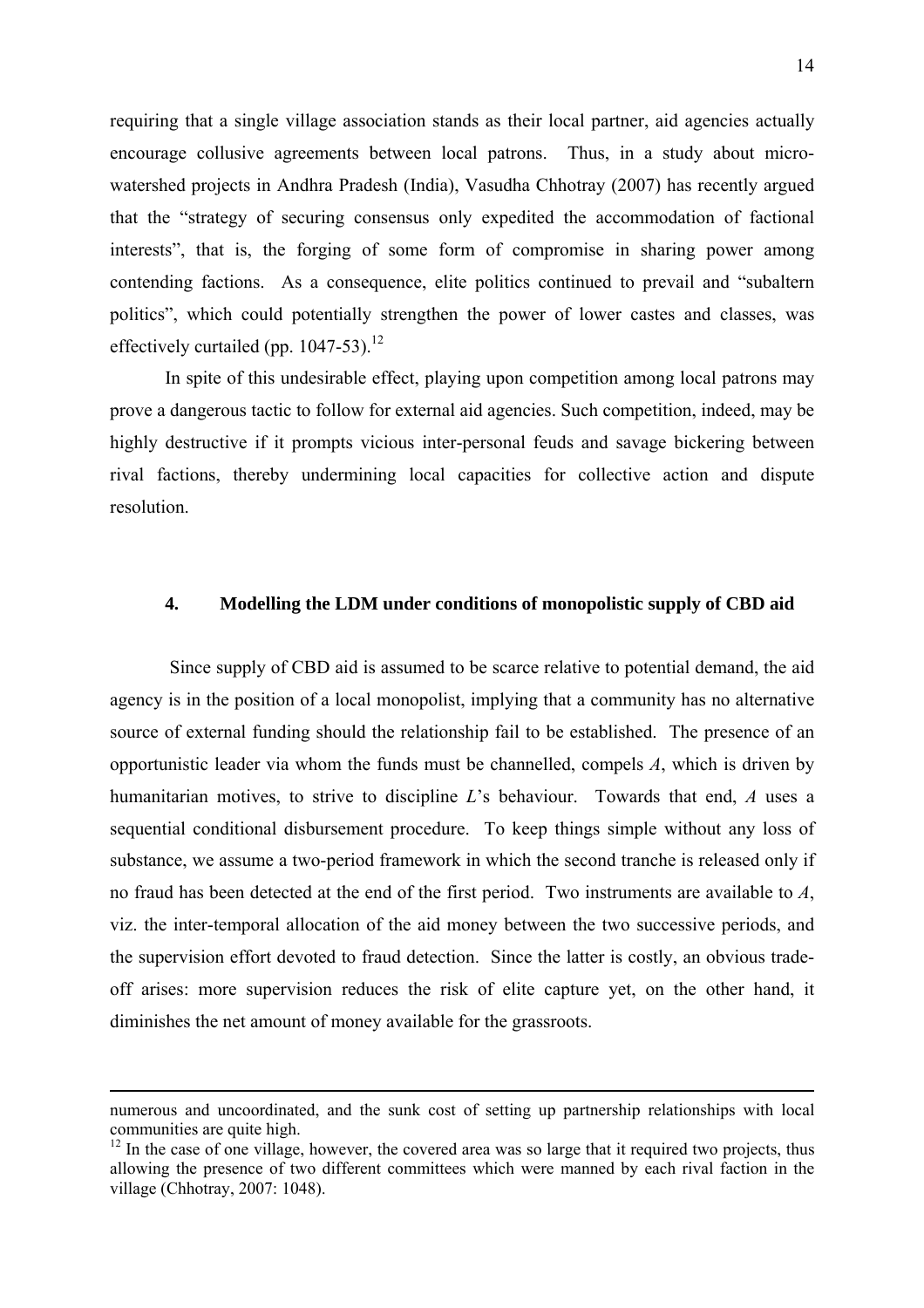requiring that a single village association stands as their local partner, aid agencies actually encourage collusive agreements between local patrons. Thus, in a study about micro-watershed projects in Andhra Pradesh (India), Vasudha Chhotray (2007) has recently argued that the "strategy of securing consensus only expedited the accommodation of factional interests", that is, the forging of some form of compromise in sharing power among contending factions. As a consequence, elite politics continued to prevail and "subaltern politics", which could potentially strengthen the power of lower castes and classes, was effectively curtailed (pp. 1047-53).[12]

In spite of this undesirable effect, playing upon competition among local patrons may prove a dangerous tactic to follow for external aid agencies. Such competition, indeed, may be highly destructive if it prompts vicious inter-personal feuds and savage bickering between rival factions, thereby undermining local capacities for collective action and dispute resolution.

## 4. Modelling the LDM under conditions of monopolistic supply of CBD aid

Since supply of CBD aid is assumed to be scarce relative to potential demand, the aid agency is in the position of a local monopolist, implying that a community has no alternative source of external funding should the relationship fail to be established. The presence of an opportunistic leader via whom the funds must be channelled, compels *A*, which is driven by humanitarian motives, to strive to discipline *L*'s behaviour. Towards that end, *A* uses a sequential conditional disbursement procedure. To keep things simple without any loss of substance, we assume a two-period framework in which the second tranche is released only if no fraud has been detected at the end of the first period. Two instruments are available to *A*, viz. the inter-temporal allocation of the aid money between the two successive periods, and the supervision effort devoted to fraud detection. Since the latter is costly, an obvious trade-off arises: more supervision reduces the risk of elite capture yet, on the other hand, it diminishes the net amount of money available for the grassroots.

---

numerous and uncoordinated, and the sunk cost of setting up partnership relationships with local communities are quite high.

[12] In the case of one village, however, the covered area was so large that it required two projects, thus allowing the presence of two different committees which were manned by each rival faction in the village (Chhotray, 2007: 1048).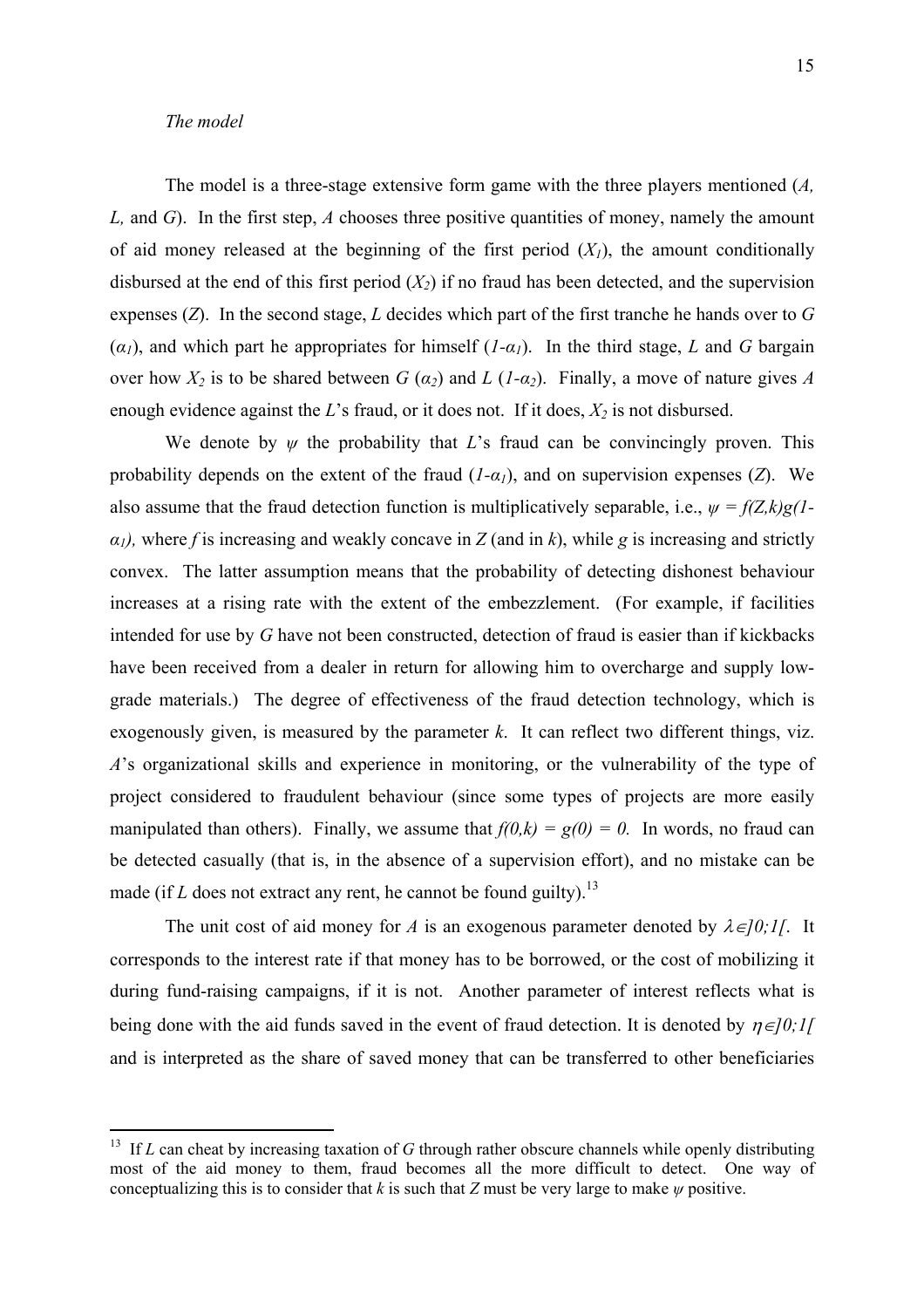*The model*

The model is a three-stage extensive form game with the three players mentioned (*A, L,* and *G*). In the first step, *A* chooses three positive quantities of money, namely the amount of aid money released at the beginning of the first period ($X_1$), the amount conditionally disbursed at the end of this first period ($X_2$) if no fraud has been detected, and the supervision expenses ($Z$). In the second stage, *L* decides which part of the first tranche he hands over to *G* ($\alpha_1$), and which part he appropriates for himself ($1-\alpha_1$). In the third stage, *L* and *G* bargain over how $X_2$ is to be shared between *G* ($\alpha_2$) and *L* ($1-\alpha_2$). Finally, a move of nature gives *A* enough evidence against the *L*'s fraud, or it does not. If it does, $X_2$ is not disbursed.

We denote by $\psi$ the probability that *L*'s fraud can be convincingly proven. This probability depends on the extent of the fraud ($1-\alpha_1$), and on supervision expenses ($Z$). We also assume that the fraud detection function is multiplicatively separable, i.e., $\psi = f(Z,k)g(1-\alpha_1)$, where *f* is increasing and weakly concave in *Z* (and in *k*), while *g* is increasing and strictly convex. The latter assumption means that the probability of detecting dishonest behaviour increases at a rising rate with the extent of the embezzlement. (For example, if facilities intended for use by *G* have not been constructed, detection of fraud is easier than if kickbacks have been received from a dealer in return for allowing him to overcharge and supply low-grade materials.) The degree of effectiveness of the fraud detection technology, which is exogenously given, is measured by the parameter *k*. It can reflect two different things, viz. *A*'s organizational skills and experience in monitoring, or the vulnerability of the type of project considered to fraudulent behaviour (since some types of projects are more easily manipulated than others). Finally, we assume that $f(0,k) = g(0) = 0$. In words, no fraud can be detected casually (that is, in the absence of a supervision effort), and no mistake can be made (if *L* does not extract any rent, he cannot be found guilty).[13]

The unit cost of aid money for *A* is an exogenous parameter denoted by $\lambda \in ]0;1[$. It corresponds to the interest rate if that money has to be borrowed, or the cost of mobilizing it during fund-raising campaigns, if it is not. Another parameter of interest reflects what is being done with the aid funds saved in the event of fraud detection. It is denoted by $\eta \in ]0;1[$ and is interpreted as the share of saved money that can be transferred to other beneficiaries

---

[13] If *L* can cheat by increasing taxation of *G* through rather obscure channels while openly distributing most of the aid money to them, fraud becomes all the more difficult to detect. One way of conceptualizing this is to consider that *k* is such that *Z* must be very large to make $\psi$ positive.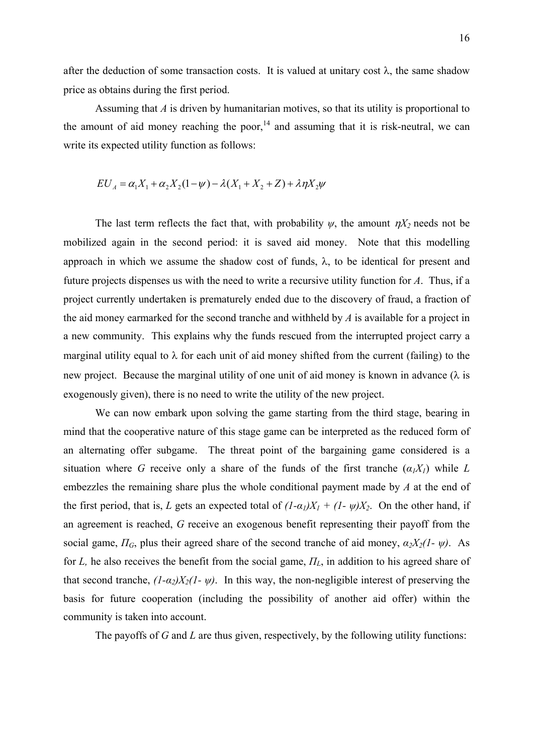after the deduction of some transaction costs. It is valued at unitary cost λ, the same shadow price as obtains during the first period.

Assuming that *A* is driven by humanitarian motives, so that its utility is proportional to the amount of aid money reaching the poor,[14] and assuming that it is risk-neutral, we can write its expected utility function as follows:

$$EU_A = \alpha_1 X_1 + \alpha_2 X_2 (1-\psi) - \lambda (X_1 + X_2 + Z) + \lambda \eta X_2 \psi$$

The last term reflects the fact that, with probability $\psi$, the amount $\eta X_2$ needs not be mobilized again in the second period: it is saved aid money. Note that this modelling approach in which we assume the shadow cost of funds, λ, to be identical for present and future projects dispenses us with the need to write a recursive utility function for *A*. Thus, if a project currently undertaken is prematurely ended due to the discovery of fraud, a fraction of the aid money earmarked for the second tranche and withheld by *A* is available for a project in a new community. This explains why the funds rescued from the interrupted project carry a marginal utility equal to λ for each unit of aid money shifted from the current (failing) to the new project. Because the marginal utility of one unit of aid money is known in advance (λ is exogenously given), there is no need to write the utility of the new project.

We can now embark upon solving the game starting from the third stage, bearing in mind that the cooperative nature of this stage game can be interpreted as the reduced form of an alternating offer subgame. The threat point of the bargaining game considered is a situation where *G* receive only a share of the funds of the first tranche ($\alpha_1 X_1$) while *L* embezzles the remaining share plus the whole conditional payment made by *A* at the end of the first period, that is, *L* gets an expected total of $(1-\alpha_1)X_1 + (1-\psi)X_2$. On the other hand, if an agreement is reached, *G* receive an exogenous benefit representing their payoff from the social game, $\Pi_G$, plus their agreed share of the second tranche of aid money, $\alpha_2 X_2(1-\psi)$. As for *L,* he also receives the benefit from the social game, $\Pi_L$, in addition to his agreed share of that second tranche, $(1-\alpha_2)X_2(1-\psi)$. In this way, the non-negligible interest of preserving the basis for future cooperation (including the possibility of another aid offer) within the community is taken into account.

The payoffs of *G* and *L* are thus given, respectively, by the following utility functions: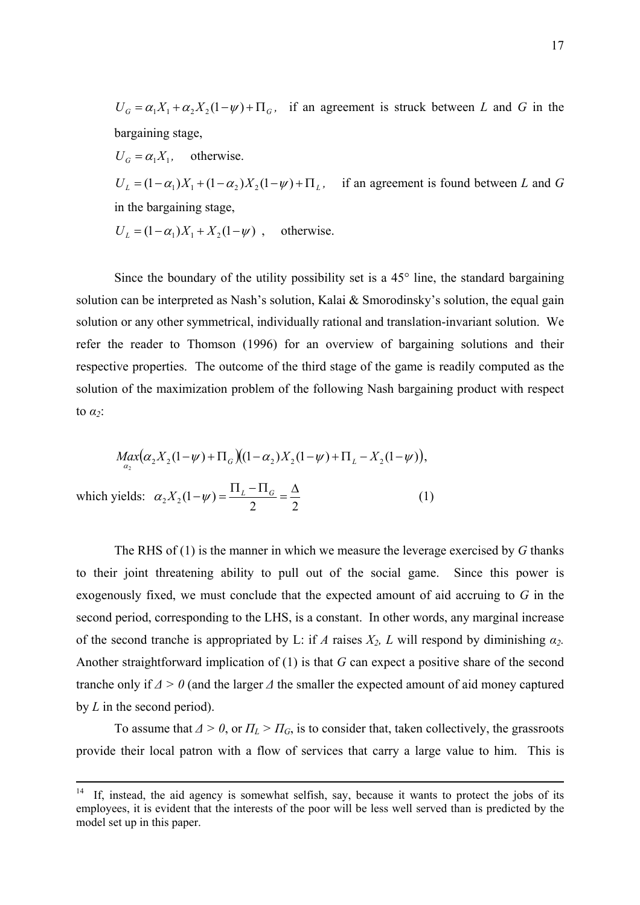$U_G = \alpha_1 X_1 + \alpha_2 X_2 (1-\psi) + \Pi_G$, if an agreement is struck between *L* and *G* in the bargaining stage,

$U_G = \alpha_1 X_1$, otherwise.

$U_L = (1-\alpha_1) X_1 + (1-\alpha_2) X_2 (1-\psi) + \Pi_L$, if an agreement is found between *L* and *G* in the bargaining stage,

$U_L = (1-\alpha_1) X_1 + X_2 (1-\psi)$ , otherwise.

Since the boundary of the utility possibility set is a 45° line, the standard bargaining solution can be interpreted as Nash's solution, Kalai & Smorodinsky's solution, the equal gain solution or any other symmetrical, individually rational and translation-invariant solution. We refer the reader to Thomson (1996) for an overview of bargaining solutions and their respective properties. The outcome of the third stage of the game is readily computed as the solution of the maximization problem of the following Nash bargaining product with respect to $\alpha_2$:

$$\underset{\alpha_2}{Max}\left(\alpha_2 X_2 (1-\psi) + \Pi_G\right)\left((1-\alpha_2) X_2 (1-\psi) + \Pi_L - X_2 (1-\psi)\right),$$

which yields: $$\alpha_2 X_2 (1-\psi) = \frac{\Pi_L - \Pi_G}{2} = \frac{\Delta}{2} \qquad (1)$$

The RHS of (1) is the manner in which we measure the leverage exercised by *G* thanks to their joint threatening ability to pull out of the social game. Since this power is exogenously fixed, we must conclude that the expected amount of aid accruing to *G* in the second period, corresponding to the LHS, is a constant. In other words, any marginal increase of the second tranche is appropriated by L: if *A* raises $X_2$, *L* will respond by diminishing $\alpha_2$. Another straightforward implication of (1) is that *G* can expect a positive share of the second tranche only if $\Delta > 0$ (and the larger $\Delta$ the smaller the expected amount of aid money captured by *L* in the second period).

To assume that $\Delta > 0$, or $\Pi_L > \Pi_G$, is to consider that, taken collectively, the grassroots provide their local patron with a flow of services that carry a large value to him. This is

[14] If, instead, the aid agency is somewhat selfish, say, because it wants to protect the jobs of its employees, it is evident that the interests of the poor will be less well served than is predicted by the model set up in this paper.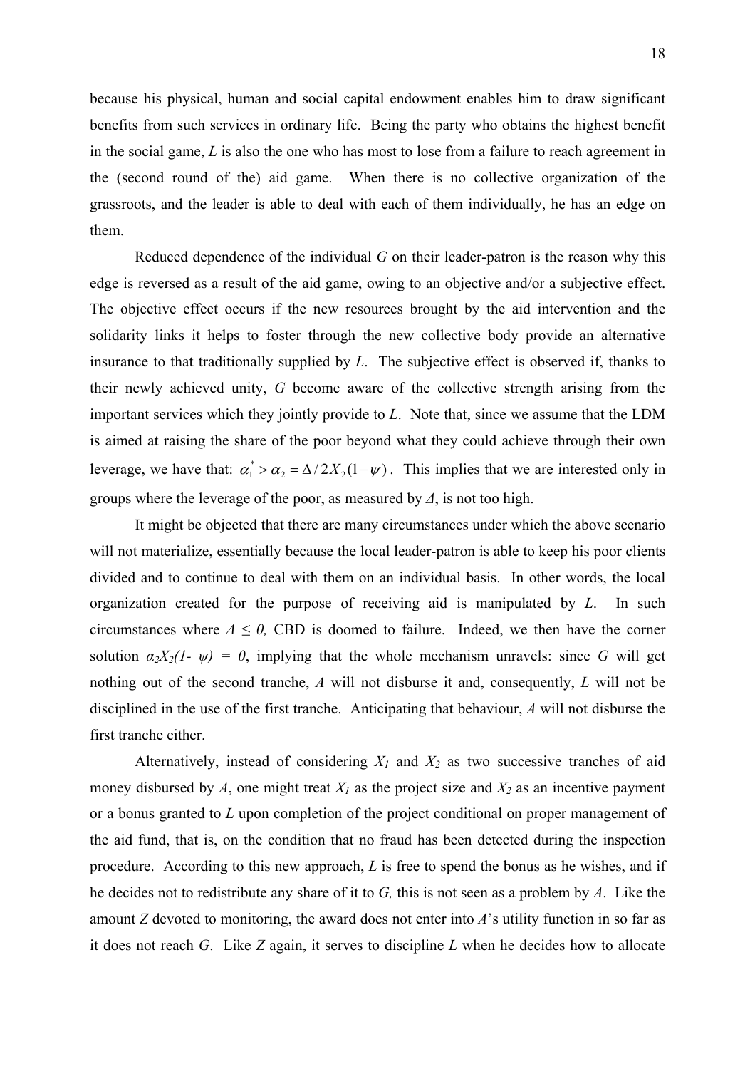because his physical, human and social capital endowment enables him to draw significant benefits from such services in ordinary life. Being the party who obtains the highest benefit in the social game, *L* is also the one who has most to lose from a failure to reach agreement in the (second round of the) aid game. When there is no collective organization of the grassroots, and the leader is able to deal with each of them individually, he has an edge on them.

Reduced dependence of the individual *G* on their leader-patron is the reason why this edge is reversed as a result of the aid game, owing to an objective and/or a subjective effect. The objective effect occurs if the new resources brought by the aid intervention and the solidarity links it helps to foster through the new collective body provide an alternative insurance to that traditionally supplied by *L*. The subjective effect is observed if, thanks to their newly achieved unity, *G* become aware of the collective strength arising from the important services which they jointly provide to *L*. Note that, since we assume that the LDM is aimed at raising the share of the poor beyond what they could achieve through their own leverage, we have that: $\alpha_1^* > \alpha_2 = \Delta / 2X_2(1-\psi)$. This implies that we are interested only in groups where the leverage of the poor, as measured by $\Delta$, is not too high.

It might be objected that there are many circumstances under which the above scenario will not materialize, essentially because the local leader-patron is able to keep his poor clients divided and to continue to deal with them on an individual basis. In other words, the local organization created for the purpose of receiving aid is manipulated by *L*. In such circumstances where $\Delta \leq 0$, CBD is doomed to failure. Indeed, we then have the corner solution $\alpha_2 X_2(1-\psi) = 0$, implying that the whole mechanism unravels: since *G* will get nothing out of the second tranche, *A* will not disburse it and, consequently, *L* will not be disciplined in the use of the first tranche. Anticipating that behaviour, *A* will not disburse the first tranche either.

Alternatively, instead of considering $X_1$ and $X_2$ as two successive tranches of aid money disbursed by *A*, one might treat $X_1$ as the project size and $X_2$ as an incentive payment or a bonus granted to *L* upon completion of the project conditional on proper management of the aid fund, that is, on the condition that no fraud has been detected during the inspection procedure. According to this new approach, *L* is free to spend the bonus as he wishes, and if he decides not to redistribute any share of it to *G,* this is not seen as a problem by *A*. Like the amount *Z* devoted to monitoring, the award does not enter into *A*'s utility function in so far as it does not reach *G*. Like *Z* again, it serves to discipline *L* when he decides how to allocate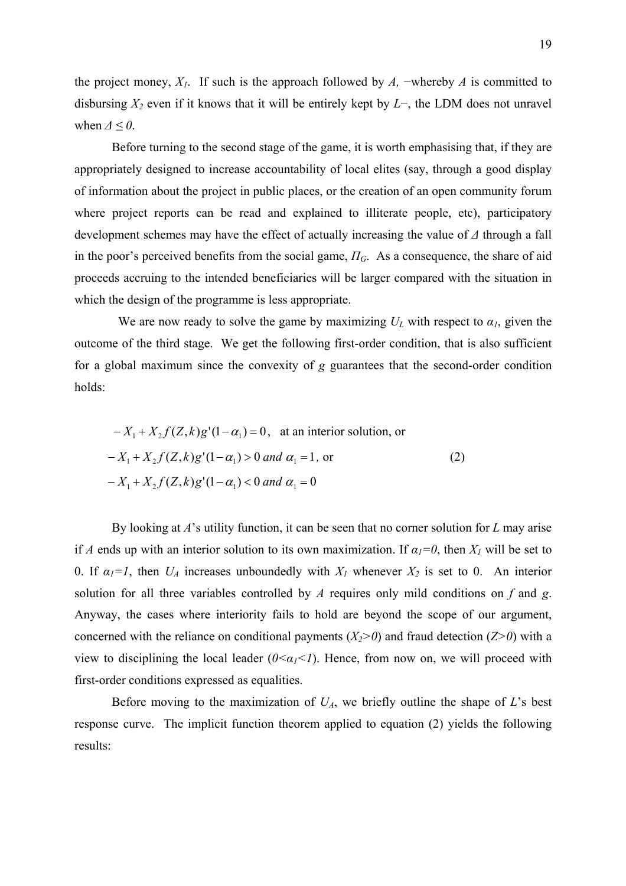the project money, $X_1$. If such is the approach followed by $A$, −whereby $A$ is committed to disbursing $X_2$ even if it knows that it will be entirely kept by $L$−, the LDM does not unravel when $\Delta \leq 0$.

Before turning to the second stage of the game, it is worth emphasising that, if they are appropriately designed to increase accountability of local elites (say, through a good display of information about the project in public places, or the creation of an open community forum where project reports can be read and explained to illiterate people, etc), participatory development schemes may have the effect of actually increasing the value of $\Delta$ through a fall in the poor's perceived benefits from the social game, $\Pi_G$. As a consequence, the share of aid proceeds accruing to the intended beneficiaries will be larger compared with the situation in which the design of the programme is less appropriate.

We are now ready to solve the game by maximizing $U_L$ with respect to $\alpha_1$, given the outcome of the third stage. We get the following first-order condition, that is also sufficient for a global maximum since the convexity of $g$ guarantees that the second-order condition holds:

$$
\begin{aligned}
&-X_1 + X_2 f(Z,k) g'(1-\alpha_1) = 0, \quad \text{at an interior solution, or} \\
&-X_1 + X_2 f(Z,k) g'(1-\alpha_1) > 0 \ \textit{and} \ \alpha_1 = 1, \ \text{or} \qquad\qquad (2) \\
&-X_1 + X_2 f(Z,k) g'(1-\alpha_1) < 0 \ \textit{and} \ \alpha_1 = 0
\end{aligned}
$$

By looking at $A$'s utility function, it can be seen that no corner solution for $L$ may arise if $A$ ends up with an interior solution to its own maximization. If $\alpha_1=0$, then $X_1$ will be set to 0. If $\alpha_1=1$, then $U_A$ increases unboundedly with $X_1$ whenever $X_2$ is set to 0. An interior solution for all three variables controlled by $A$ requires only mild conditions on $f$ and $g$. Anyway, the cases where interiority fails to hold are beyond the scope of our argument, concerned with the reliance on conditional payments ($X_2>0$) and fraud detection ($Z>0$) with a view to disciplining the local leader ($0<\alpha_1<1$). Hence, from now on, we will proceed with first-order conditions expressed as equalities.

Before moving to the maximization of $U_A$, we briefly outline the shape of $L$'s best response curve. The implicit function theorem applied to equation (2) yields the following results: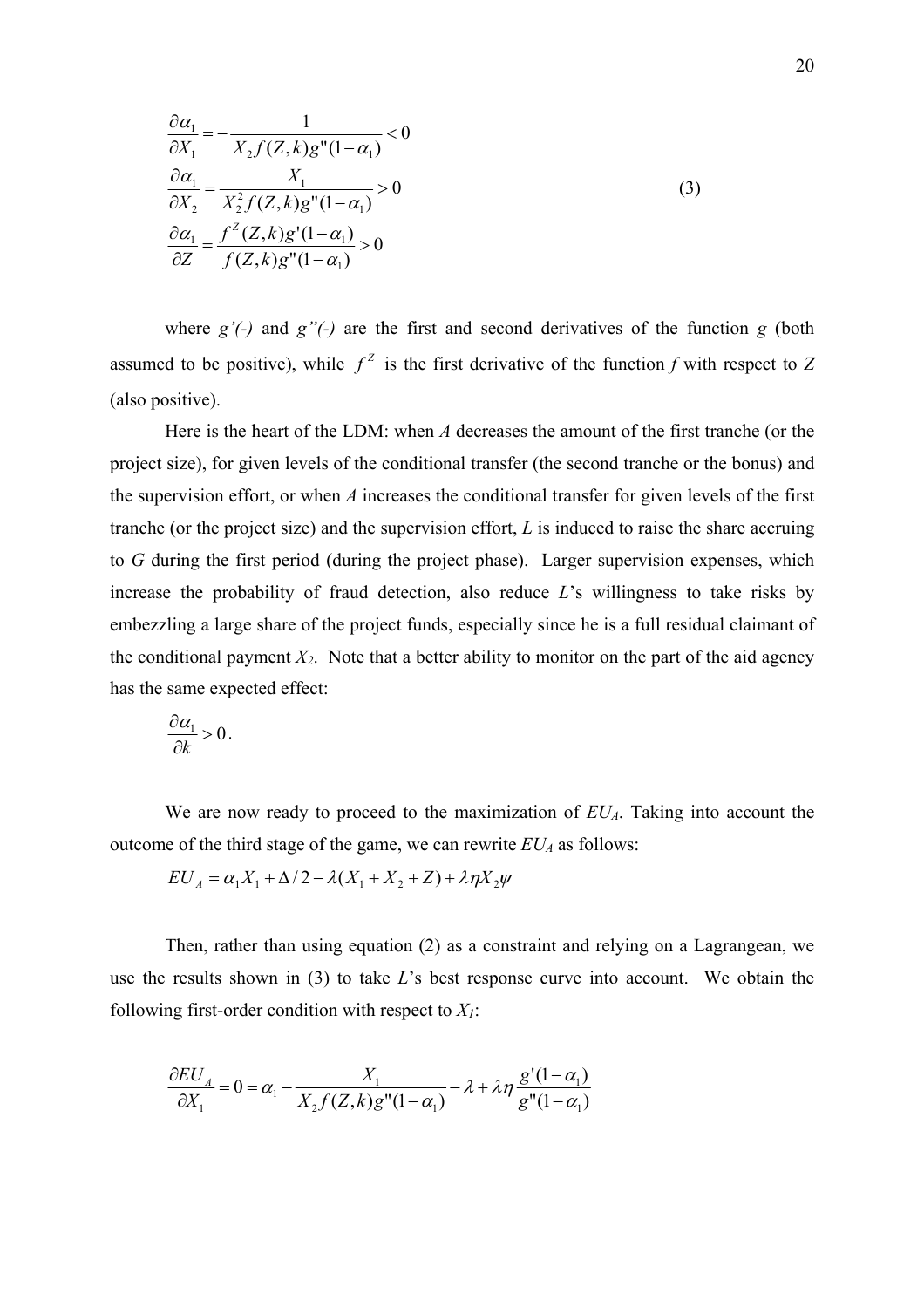$$
\begin{aligned}
\frac{\partial \alpha_1}{\partial X_1} &= -\frac{1}{X_2 f(Z,k) g''(1-\alpha_1)} < 0 \\
\frac{\partial \alpha_1}{\partial X_2} &= \frac{X_1}{X_2^2 f(Z,k) g''(1-\alpha_1)} > 0 \\
\frac{\partial \alpha_1}{\partial Z} &= \frac{f^Z(Z,k) g'(1-\alpha_1)}{f(Z,k) g''(1-\alpha_1)} > 0
\end{aligned}
\tag{3}
$$

where *g'(-)* and *g''(-)* are the first and second derivatives of the function *g* (both assumed to be positive), while $f^Z$ is the first derivative of the function *f* with respect to *Z* (also positive).

Here is the heart of the LDM: when *A* decreases the amount of the first tranche (or the project size), for given levels of the conditional transfer (the second tranche or the bonus) and the supervision effort, or when *A* increases the conditional transfer for given levels of the first tranche (or the project size) and the supervision effort, *L* is induced to raise the share accruing to *G* during the first period (during the project phase). Larger supervision expenses, which increase the probability of fraud detection, also reduce *L*'s willingness to take risks by embezzling a large share of the project funds, especially since he is a full residual claimant of the conditional payment $X_2$. Note that a better ability to monitor on the part of the aid agency has the same expected effect:

$$
\frac{\partial \alpha_1}{\partial k} > 0 .
$$

We are now ready to proceed to the maximization of $EU_A$. Taking into account the outcome of the third stage of the game, we can rewrite $EU_A$ as follows:

$$
EU_A = \alpha_1 X_1 + \Delta/2 - \lambda(X_1 + X_2 + Z) + \lambda \eta X_2 \psi
$$

Then, rather than using equation (2) as a constraint and relying on a Lagrangean, we use the results shown in (3) to take *L*'s best response curve into account. We obtain the following first-order condition with respect to $X_1$:

$$
\frac{\partial EU_A}{\partial X_1} = 0 = \alpha_1 - \frac{X_1}{X_2 f(Z,k) g''(1-\alpha_1)} - \lambda + \lambda \eta \frac{g'(1-\alpha_1)}{g''(1-\alpha_1)}
$$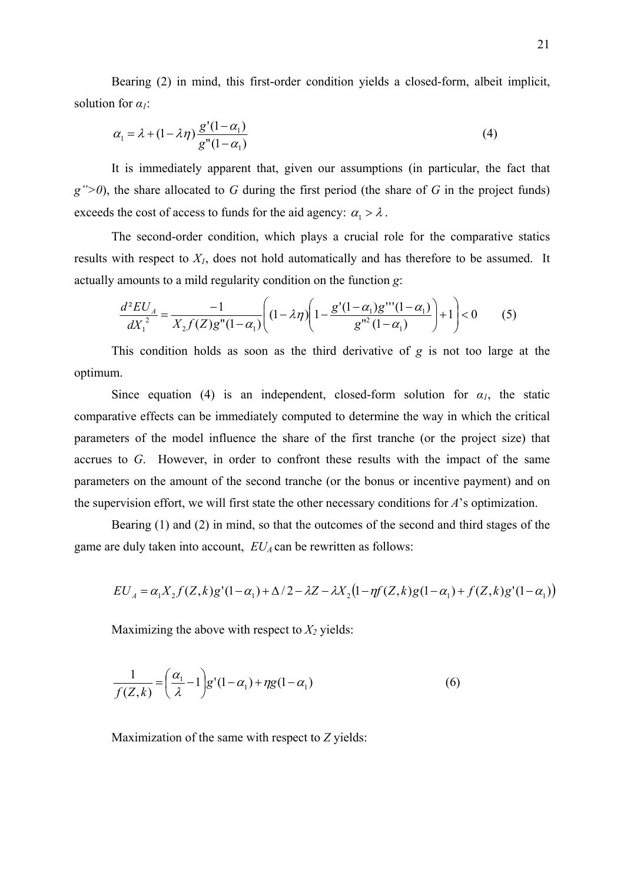Bearing (2) in mind, this first-order condition yields a closed-form, albeit implicit, solution for $\alpha_1$:

$$\alpha_1 = \lambda + (1-\lambda\eta)\frac{g'(1-\alpha_1)}{g''(1-\alpha_1)} \tag{4}$$

It is immediately apparent that, given our assumptions (in particular, the fact that $g''>0$), the share allocated to $G$ during the first period (the share of $G$ in the project funds) exceeds the cost of access to funds for the aid agency: $\alpha_1 > \lambda$.

The second-order condition, which plays a crucial role for the comparative statics results with respect to $X_1$, does not hold automatically and has therefore to be assumed. It actually amounts to a mild regularity condition on the function $g$:

$$\frac{d^2 EU_A}{dX_1^{\,2}} = \frac{-1}{X_2 f(Z) g''(1-\alpha_1)}\left((1-\lambda\eta)\left(1-\frac{g'(1-\alpha_1)g'''(1-\alpha_1)}{g''^2(1-\alpha_1)}\right)+1\right) < 0 \tag{5}$$

This condition holds as soon as the third derivative of $g$ is not too large at the optimum.

Since equation (4) is an independent, closed-form solution for $\alpha_1$, the static comparative effects can be immediately computed to determine the way in which the critical parameters of the model influence the share of the first tranche (or the project size) that accrues to $G$. However, in order to confront these results with the impact of the same parameters on the amount of the second tranche (or the bonus or incentive payment) and on the supervision effort, we will first state the other necessary conditions for $A$'s optimization.

Bearing (1) and (2) in mind, so that the outcomes of the second and third stages of the game are duly taken into account, $EU_A$ can be rewritten as follows:

$$EU_A = \alpha_1 X_2 f(Z,k) g'(1-\alpha_1) + \Delta/2 - \lambda Z - \lambda X_2\left(1-\eta f(Z,k) g(1-\alpha_1) + f(Z,k) g'(1-\alpha_1)\right)$$

Maximizing the above with respect to $X_2$ yields:

$$\frac{1}{f(Z,k)} = \left(\frac{\alpha_1}{\lambda}-1\right) g'(1-\alpha_1) + \eta g(1-\alpha_1) \tag{6}$$

Maximization of the same with respect to $Z$ yields: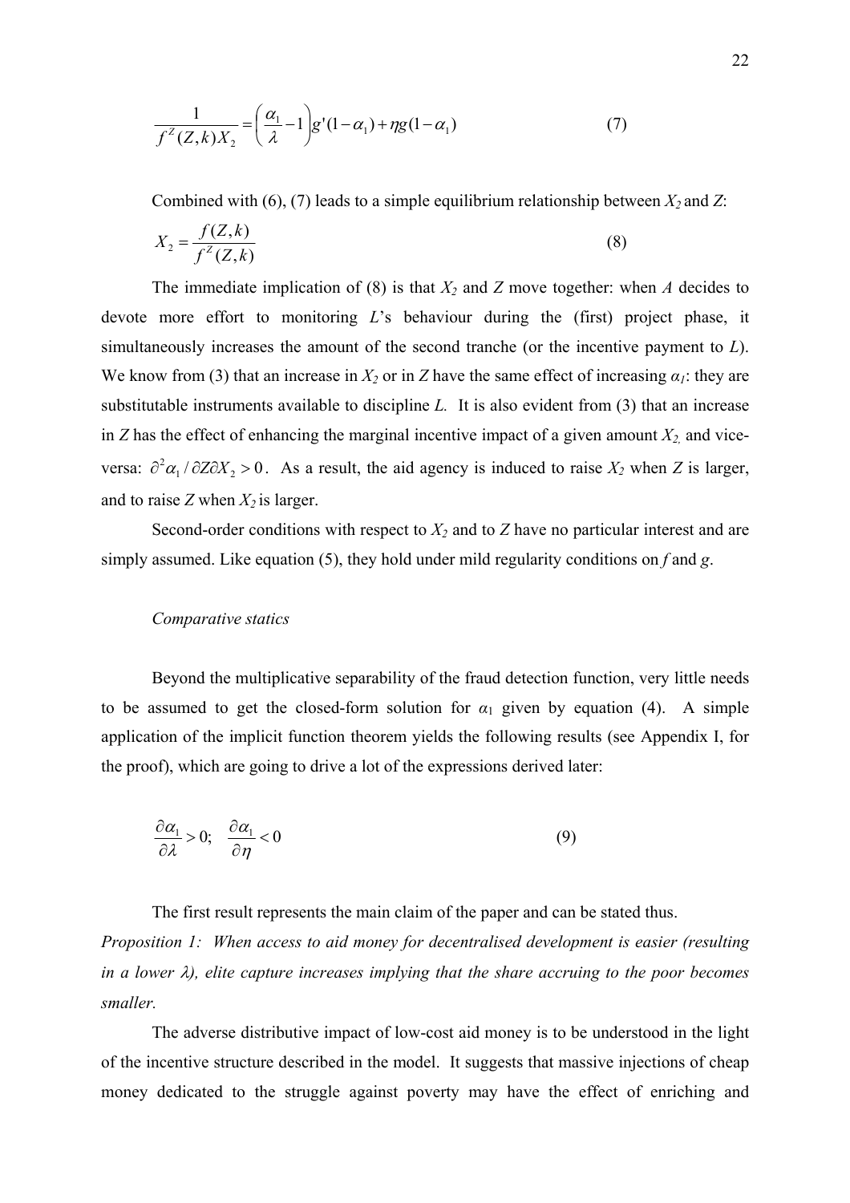$$\frac{1}{f^{Z}(Z,k)X_{2}}=\left(\frac{\alpha_{1}}{\lambda}-1\right)g'(1-\alpha_{1})+\eta g(1-\alpha_{1}) \tag{7}$$

Combined with (6), (7) leads to a simple equilibrium relationship between $X_2$ and $Z$:

$$X_{2}=\frac{f(Z,k)}{f^{Z}(Z,k)} \tag{8}$$

The immediate implication of (8) is that $X_2$ and $Z$ move together: when *A* decides to devote more effort to monitoring *L*'s behaviour during the (first) project phase, it simultaneously increases the amount of the second tranche (or the incentive payment to *L*). We know from (3) that an increase in $X_2$ or in $Z$ have the same effect of increasing $\alpha_1$: they are substitutable instruments available to discipline *L.* It is also evident from (3) that an increase in $Z$ has the effect of enhancing the marginal incentive impact of a given amount $X_2$, and vice-versa: $\partial^2\alpha_1/\partial Z\partial X_2>0$. As a result, the aid agency is induced to raise $X_2$ when $Z$ is larger, and to raise $Z$ when $X_2$ is larger.

Second-order conditions with respect to $X_2$ and to $Z$ have no particular interest and are simply assumed. Like equation (5), they hold under mild regularity conditions on *f* and *g*.

*Comparative statics*

Beyond the multiplicative separability of the fraud detection function, very little needs to be assumed to get the closed-form solution for $\alpha_1$ given by equation (4). A simple application of the implicit function theorem yields the following results (see Appendix I, for the proof), which are going to drive a lot of the expressions derived later:

$$\frac{\partial\alpha_{1}}{\partial\lambda}>0;\quad\frac{\partial\alpha_{1}}{\partial\eta}<0 \tag{9}$$

The first result represents the main claim of the paper and can be stated thus.

*Proposition 1: When access to aid money for decentralised development is easier (resulting in a lower λ), elite capture increases implying that the share accruing to the poor becomes smaller.*

The adverse distributive impact of low-cost aid money is to be understood in the light of the incentive structure described in the model. It suggests that massive injections of cheap money dedicated to the struggle against poverty may have the effect of enriching and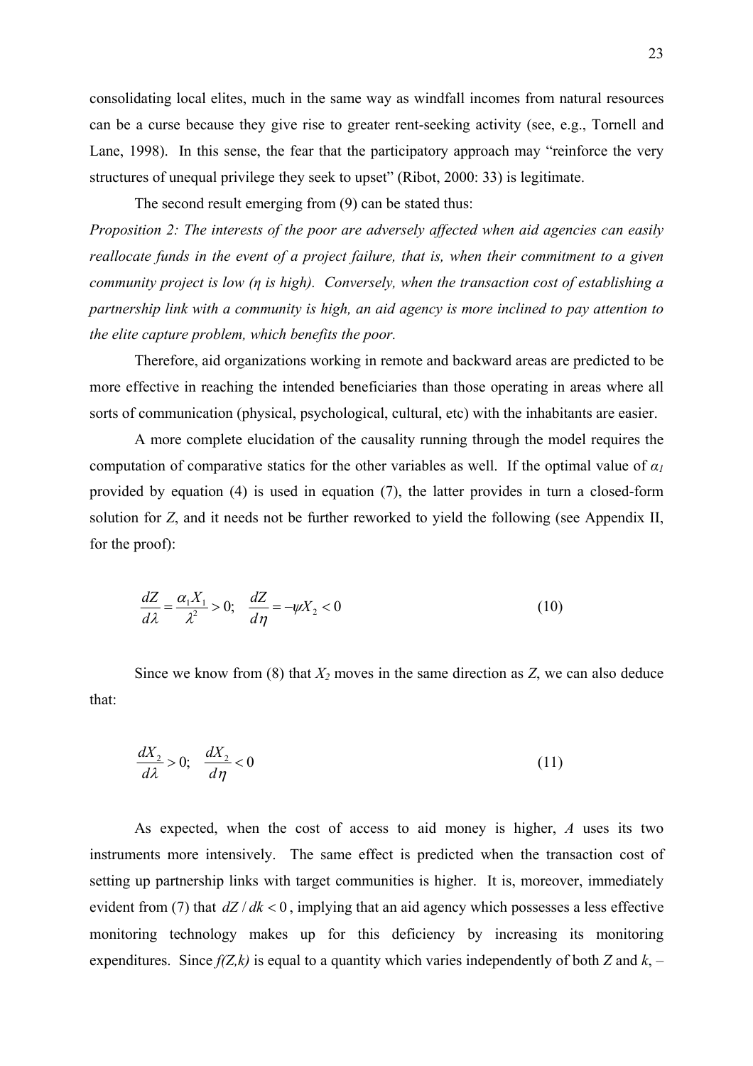consolidating local elites, much in the same way as windfall incomes from natural resources can be a curse because they give rise to greater rent-seeking activity (see, e.g., Tornell and Lane, 1998). In this sense, the fear that the participatory approach may "reinforce the very structures of unequal privilege they seek to upset" (Ribot, 2000: 33) is legitimate.

The second result emerging from (9) can be stated thus:

*Proposition 2: The interests of the poor are adversely affected when aid agencies can easily reallocate funds in the event of a project failure, that is, when their commitment to a given community project is low ($\eta$ is high). Conversely, when the transaction cost of establishing a partnership link with a community is high, an aid agency is more inclined to pay attention to the elite capture problem, which benefits the poor.*

Therefore, aid organizations working in remote and backward areas are predicted to be more effective in reaching the intended beneficiaries than those operating in areas where all sorts of communication (physical, psychological, cultural, etc) with the inhabitants are easier.

A more complete elucidation of the causality running through the model requires the computation of comparative statics for the other variables as well. If the optimal value of $\alpha_1$ provided by equation (4) is used in equation (7), the latter provides in turn a closed-form solution for $Z$, and it needs not be further reworked to yield the following (see Appendix II, for the proof):

$$\frac{dZ}{d\lambda} = \frac{\alpha_1 X_1}{\lambda^2} > 0; \quad \frac{dZ}{d\eta} = -\psi X_2 < 0 \tag{10}$$

Since we know from (8) that $X_2$ moves in the same direction as $Z$, we can also deduce that:

$$\frac{dX_2}{d\lambda} > 0; \quad \frac{dX_2}{d\eta} < 0 \tag{11}$$

As expected, when the cost of access to aid money is higher, $A$ uses its two instruments more intensively. The same effect is predicted when the transaction cost of setting up partnership links with target communities is higher. It is, moreover, immediately evident from (7) that $dZ/dk < 0$, implying that an aid agency which possesses a less effective monitoring technology makes up for this deficiency by increasing its monitoring expenditures. Since $f(Z,k)$ is equal to a quantity which varies independently of both $Z$ and $k$, –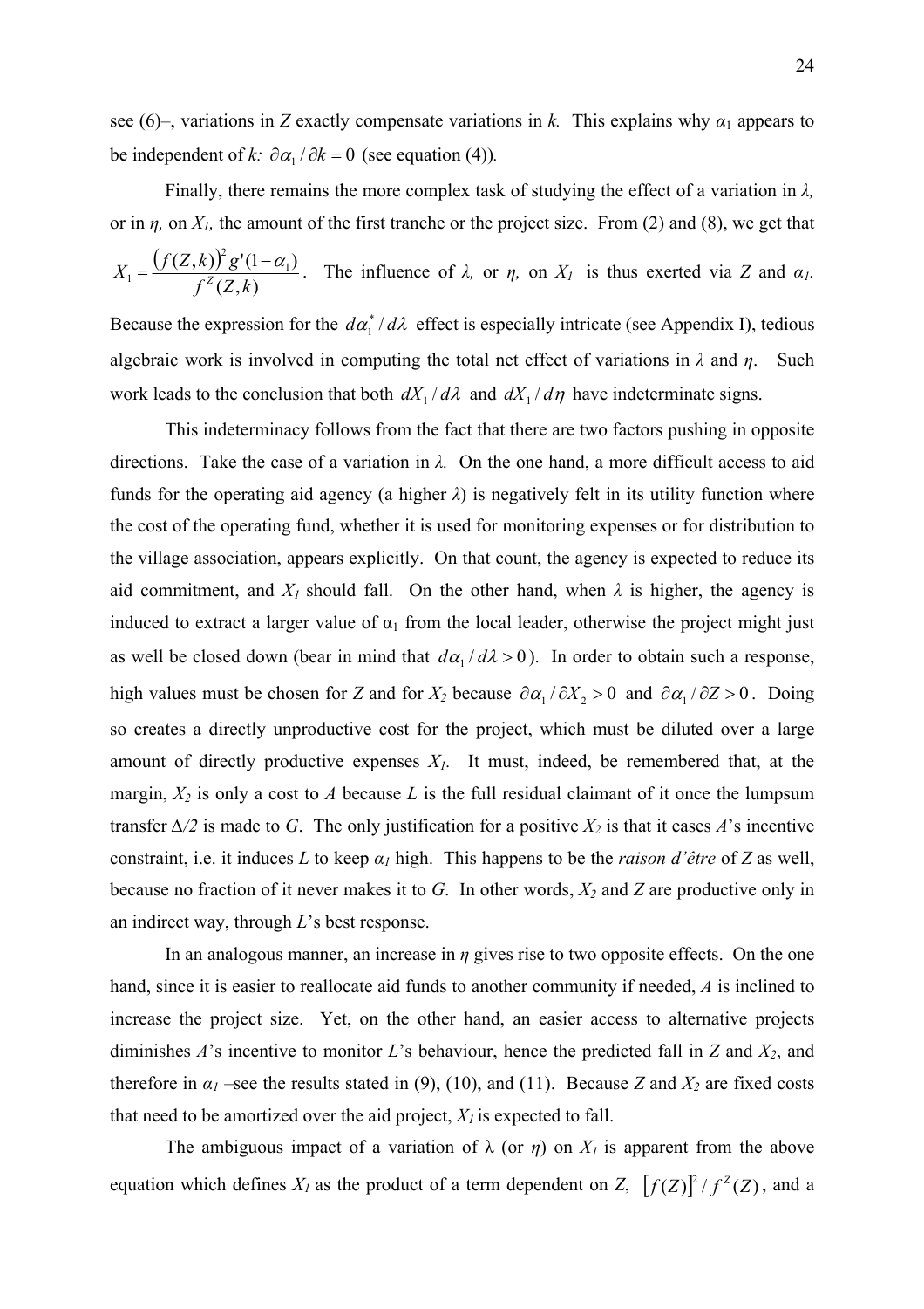see (6)–, variations in *Z* exactly compensate variations in *k*. This explains why $\alpha_1$ appears to be independent of *k*: $\partial \alpha_1 / \partial k = 0$ (see equation (4)).

Finally, there remains the more complex task of studying the effect of a variation in *λ*, or in *η*, on $X_1$, the amount of the first tranche or the project size. From (2) and (8), we get that $X_1 = \dfrac{\left(f(Z,k)\right)^2 g'(1-\alpha_1)}{f^Z(Z,k)}$. The influence of *λ*, or *η*, on $X_1$ is thus exerted via *Z* and $\alpha_1$. Because the expression for the $d\alpha_1^* / d\lambda$ effect is especially intricate (see Appendix I), tedious algebraic work is involved in computing the total net effect of variations in *λ* and *η*. Such work leads to the conclusion that both $dX_1 / d\lambda$ and $dX_1 / d\eta$ have indeterminate signs.

This indeterminacy follows from the fact that there are two factors pushing in opposite directions. Take the case of a variation in *λ*. On the one hand, a more difficult access to aid funds for the operating aid agency (a higher *λ*) is negatively felt in its utility function where the cost of the operating fund, whether it is used for monitoring expenses or for distribution to the village association, appears explicitly. On that count, the agency is expected to reduce its aid commitment, and $X_1$ should fall. On the other hand, when *λ* is higher, the agency is induced to extract a larger value of $\alpha_1$ from the local leader, otherwise the project might just as well be closed down (bear in mind that $d\alpha_1 / d\lambda > 0$). In order to obtain such a response, high values must be chosen for *Z* and for $X_2$ because $\partial \alpha_1 / \partial X_2 > 0$ and $\partial \alpha_1 / \partial Z > 0$. Doing so creates a directly unproductive cost for the project, which must be diluted over a large amount of directly productive expenses $X_1$. It must, indeed, be remembered that, at the margin, $X_2$ is only a cost to *A* because *L* is the full residual claimant of it once the lumpsum transfer $\Delta/2$ is made to *G*. The only justification for a positive $X_2$ is that it eases *A*'s incentive constraint, i.e. it induces *L* to keep $\alpha_1$ high. This happens to be the *raison d'être* of *Z* as well, because no fraction of it never makes it to *G*. In other words, $X_2$ and *Z* are productive only in an indirect way, through *L*'s best response.

In an analogous manner, an increase in *η* gives rise to two opposite effects. On the one hand, since it is easier to reallocate aid funds to another community if needed, *A* is inclined to increase the project size. Yet, on the other hand, an easier access to alternative projects diminishes *A*'s incentive to monitor *L*'s behaviour, hence the predicted fall in *Z* and $X_2$, and therefore in $\alpha_1$ –see the results stated in (9), (10), and (11). Because *Z* and $X_2$ are fixed costs that need to be amortized over the aid project, $X_1$ is expected to fall.

The ambiguous impact of a variation of λ (or *η*) on $X_1$ is apparent from the above equation which defines $X_1$ as the product of a term dependent on *Z*, $\left[f(Z)\right]^2 / f^Z(Z)$, and a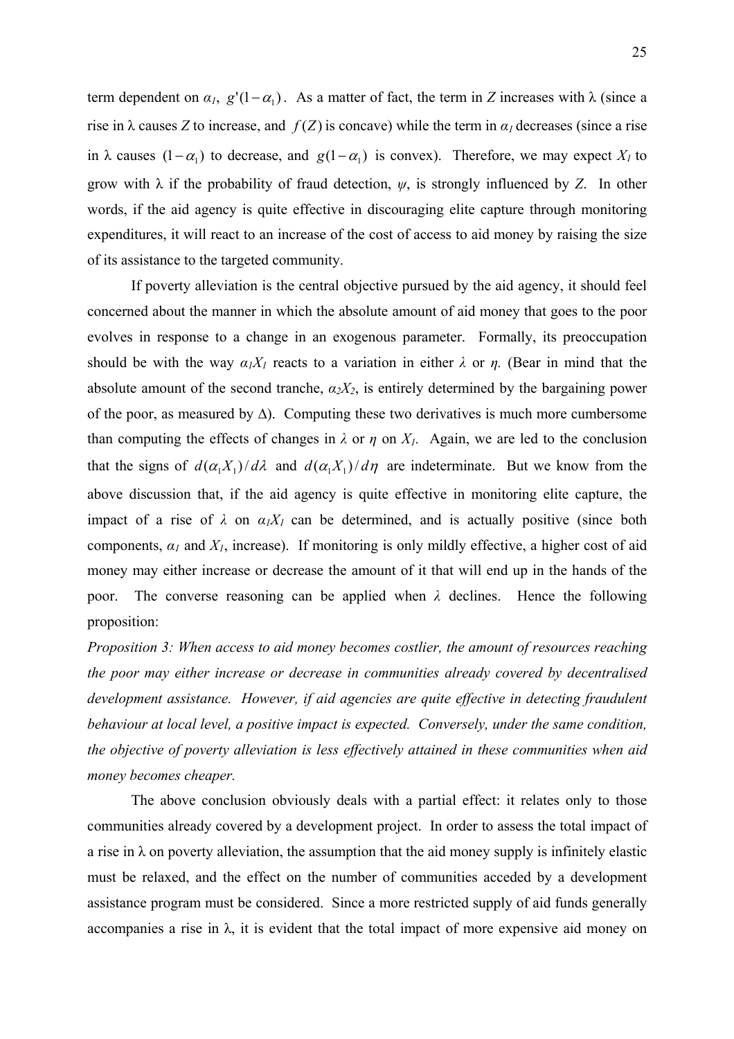term dependent on $\alpha_1$, $g'(1-\alpha_1)$. As a matter of fact, the term in $Z$ increases with λ (since a rise in λ causes $Z$ to increase, and $f(Z)$ is concave) while the term in $\alpha_1$ decreases (since a rise in λ causes $(1-\alpha_1)$ to decrease, and $g(1-\alpha_1)$ is convex). Therefore, we may expect $X_1$ to grow with λ if the probability of fraud detection, $\psi$, is strongly influenced by $Z$. In other words, if the aid agency is quite effective in discouraging elite capture through monitoring expenditures, it will react to an increase of the cost of access to aid money by raising the size of its assistance to the targeted community.

If poverty alleviation is the central objective pursued by the aid agency, it should feel concerned about the manner in which the absolute amount of aid money that goes to the poor evolves in response to a change in an exogenous parameter. Formally, its preoccupation should be with the way $\alpha_1 X_1$ reacts to a variation in either $\lambda$ or $\eta$. (Bear in mind that the absolute amount of the second tranche, $\alpha_2 X_2$, is entirely determined by the bargaining power of the poor, as measured by Δ). Computing these two derivatives is much more cumbersome than computing the effects of changes in $\lambda$ or $\eta$ on $X_1$. Again, we are led to the conclusion that the signs of $d(\alpha_1 X_1)/d\lambda$ and $d(\alpha_1 X_1)/d\eta$ are indeterminate. But we know from the above discussion that, if the aid agency is quite effective in monitoring elite capture, the impact of a rise of $\lambda$ on $\alpha_1 X_1$ can be determined, and is actually positive (since both components, $\alpha_1$ and $X_1$, increase). If monitoring is only mildly effective, a higher cost of aid money may either increase or decrease the amount of it that will end up in the hands of the poor. The converse reasoning can be applied when $\lambda$ declines. Hence the following proposition:

*Proposition 3: When access to aid money becomes costlier, the amount of resources reaching the poor may either increase or decrease in communities already covered by decentralised development assistance. However, if aid agencies are quite effective in detecting fraudulent behaviour at local level, a positive impact is expected. Conversely, under the same condition, the objective of poverty alleviation is less effectively attained in these communities when aid money becomes cheaper.*

The above conclusion obviously deals with a partial effect: it relates only to those communities already covered by a development project. In order to assess the total impact of a rise in λ on poverty alleviation, the assumption that the aid money supply is infinitely elastic must be relaxed, and the effect on the number of communities acceded by a development assistance program must be considered. Since a more restricted supply of aid funds generally accompanies a rise in λ, it is evident that the total impact of more expensive aid money on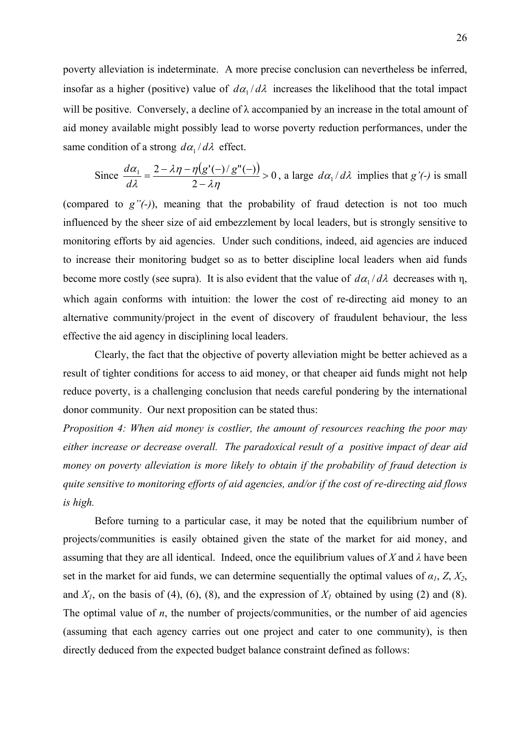poverty alleviation is indeterminate. A more precise conclusion can nevertheless be inferred, insofar as a higher (positive) value of $d\alpha_1 / d\lambda$ increases the likelihood that the total impact will be positive. Conversely, a decline of $\lambda$ accompanied by an increase in the total amount of aid money available might possibly lead to worse poverty reduction performances, under the same condition of a strong $d\alpha_1 / d\lambda$ effect.

Since $\dfrac{d\alpha_1}{d\lambda} = \dfrac{2 - \lambda\eta - \eta\left(g'(-)/g''(-)\right)}{2 - \lambda\eta} > 0$, a large $d\alpha_1 / d\lambda$ implies that $g'(-)$ is small (compared to $g''(-)$), meaning that the probability of fraud detection is not too much influenced by the sheer size of aid embezzlement by local leaders, but is strongly sensitive to monitoring efforts by aid agencies. Under such conditions, indeed, aid agencies are induced to increase their monitoring budget so as to better discipline local leaders when aid funds become more costly (see supra). It is also evident that the value of $d\alpha_1 / d\lambda$ decreases with $\eta$, which again conforms with intuition: the lower the cost of re-directing aid money to an alternative community/project in the event of discovery of fraudulent behaviour, the less effective the aid agency in disciplining local leaders.

Clearly, the fact that the objective of poverty alleviation might be better achieved as a result of tighter conditions for access to aid money, or that cheaper aid funds might not help reduce poverty, is a challenging conclusion that needs careful pondering by the international donor community. Our next proposition can be stated thus:

*Proposition 4: When aid money is costlier, the amount of resources reaching the poor may either increase or decrease overall. The paradoxical result of a positive impact of dear aid money on poverty alleviation is more likely to obtain if the probability of fraud detection is quite sensitive to monitoring efforts of aid agencies, and/or if the cost of re-directing aid flows is high.*

Before turning to a particular case, it may be noted that the equilibrium number of projects/communities is easily obtained given the state of the market for aid money, and assuming that they are all identical. Indeed, once the equilibrium values of $X$ and $\lambda$ have been set in the market for aid funds, we can determine sequentially the optimal values of $\alpha_1$, $Z$, $X_2$, and $X_1$, on the basis of (4), (6), (8), and the expression of $X_1$ obtained by using (2) and (8). The optimal value of $n$, the number of projects/communities, or the number of aid agencies (assuming that each agency carries out one project and cater to one community), is then directly deduced from the expected budget balance constraint defined as follows: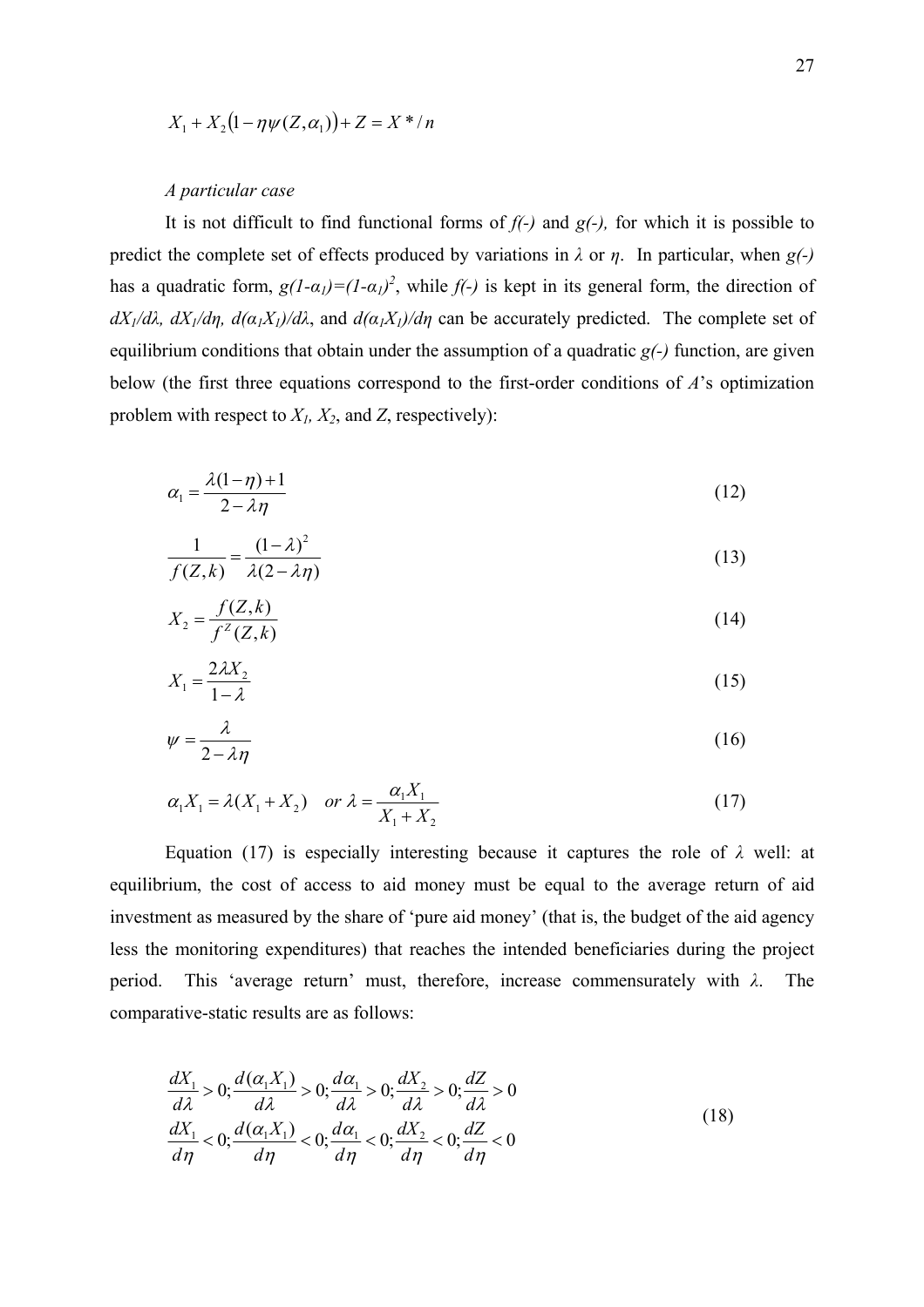$$X_1 + X_2\left(1 - \eta\psi(Z, \alpha_1)\right) + Z = X^*/n$$

*A particular case*

It is not difficult to find functional forms of *f(-)* and *g(-),* for which it is possible to predict the complete set of effects produced by variations in $\lambda$ or $\eta$. In particular, when *g(-)* has a quadratic form, $g(1-\alpha_1)=(1-\alpha_1)^2$, while *f(-)* is kept in its general form, the direction of $dX_1/d\lambda$, $dX_1/d\eta$, $d(\alpha_1 X_1)/d\lambda$, and $d(\alpha_1 X_1)/d\eta$ can be accurately predicted. The complete set of equilibrium conditions that obtain under the assumption of a quadratic *g(-)* function, are given below (the first three equations correspond to the first-order conditions of *A*'s optimization problem with respect to $X_1$, $X_2$, and $Z$, respectively):

$$\alpha_1 = \frac{\lambda(1-\eta)+1}{2-\lambda\eta} \tag{12}$$

$$\frac{1}{f(Z,k)} = \frac{(1-\lambda)^2}{\lambda(2-\lambda\eta)} \tag{13}$$

$$X_2 = \frac{f(Z,k)}{f^Z(Z,k)} \tag{14}$$

$$X_1 = \frac{2\lambda X_2}{1-\lambda} \tag{15}$$

$$\psi = \frac{\lambda}{2-\lambda\eta} \tag{16}$$

$$\alpha_1 X_1 = \lambda(X_1 + X_2) \quad or \; \lambda = \frac{\alpha_1 X_1}{X_1 + X_2} \tag{17}$$

Equation (17) is especially interesting because it captures the role of $\lambda$ well: at equilibrium, the cost of access to aid money must be equal to the average return of aid investment as measured by the share of 'pure aid money' (that is, the budget of the aid agency less the monitoring expenditures) that reaches the intended beneficiaries during the project period. This 'average return' must, therefore, increase commensurately with $\lambda$. The comparative-static results are as follows:

$$\begin{aligned}
&\frac{dX_1}{d\lambda} > 0; \frac{d(\alpha_1 X_1)}{d\lambda} > 0; \frac{d\alpha_1}{d\lambda} > 0; \frac{dX_2}{d\lambda} > 0; \frac{dZ}{d\lambda} > 0 \\
&\frac{dX_1}{d\eta} < 0; \frac{d(\alpha_1 X_1)}{d\eta} < 0; \frac{d\alpha_1}{d\eta} < 0; \frac{dX_2}{d\eta} < 0; \frac{dZ}{d\eta} < 0
\end{aligned} \tag{18}$$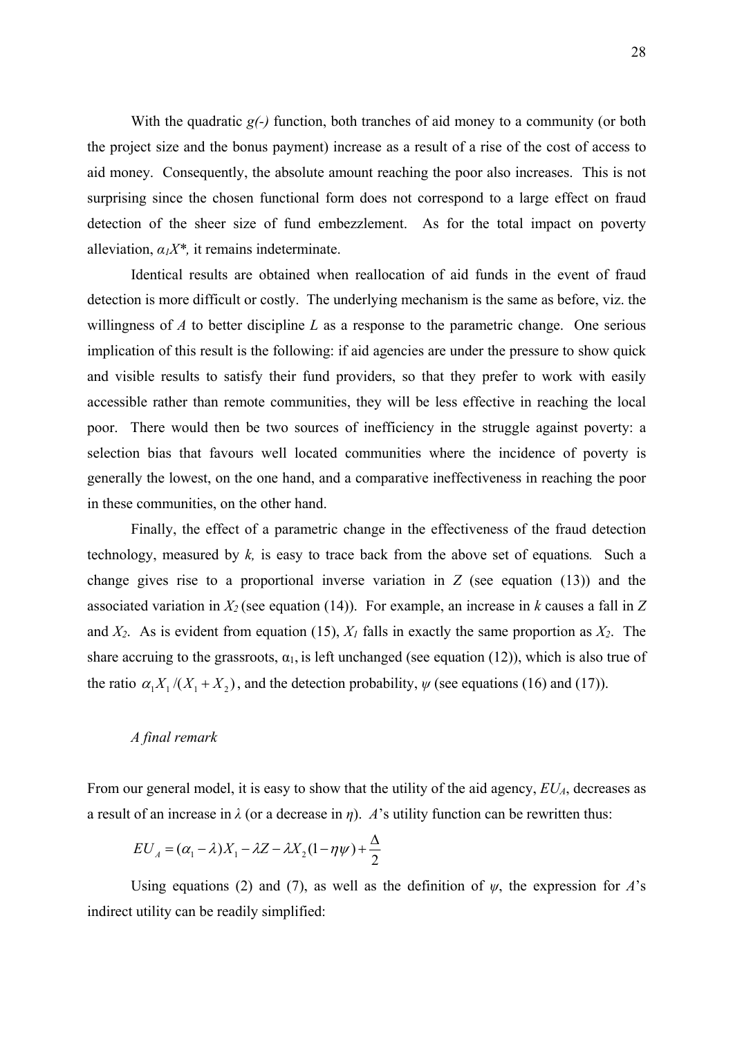With the quadratic *g(-)* function, both tranches of aid money to a community (or both the project size and the bonus payment) increase as a result of a rise of the cost of access to aid money. Consequently, the absolute amount reaching the poor also increases. This is not surprising since the chosen functional form does not correspond to a large effect on fraud detection of the sheer size of fund embezzlement. As for the total impact on poverty alleviation, $\alpha_1 X^*$, it remains indeterminate.

Identical results are obtained when reallocation of aid funds in the event of fraud detection is more difficult or costly. The underlying mechanism is the same as before, viz. the willingness of *A* to better discipline *L* as a response to the parametric change. One serious implication of this result is the following: if aid agencies are under the pressure to show quick and visible results to satisfy their fund providers, so that they prefer to work with easily accessible rather than remote communities, they will be less effective in reaching the local poor. There would then be two sources of inefficiency in the struggle against poverty: a selection bias that favours well located communities where the incidence of poverty is generally the lowest, on the one hand, and a comparative ineffectiveness in reaching the poor in these communities, on the other hand.

Finally, the effect of a parametric change in the effectiveness of the fraud detection technology, measured by $k$, is easy to trace back from the above set of equations. Such a change gives rise to a proportional inverse variation in $Z$ (see equation (13)) and the associated variation in $X_2$ (see equation (14)). For example, an increase in $k$ causes a fall in $Z$ and $X_2$. As is evident from equation (15), $X_1$ falls in exactly the same proportion as $X_2$. The share accruing to the grassroots, $\alpha_1$, is left unchanged (see equation (12)), which is also true of the ratio $\alpha_1 X_1 / (X_1 + X_2)$, and the detection probability, $\psi$ (see equations (16) and (17)).

*A final remark*

From our general model, it is easy to show that the utility of the aid agency, $EU_A$, decreases as a result of an increase in $\lambda$ (or a decrease in $\eta$). *A*'s utility function can be rewritten thus:

$$EU_A = (\alpha_1 - \lambda)X_1 - \lambda Z - \lambda X_2(1 - \eta\psi) + \frac{\Delta}{2}$$

Using equations (2) and (7), as well as the definition of $\psi$, the expression for *A*'s indirect utility can be readily simplified: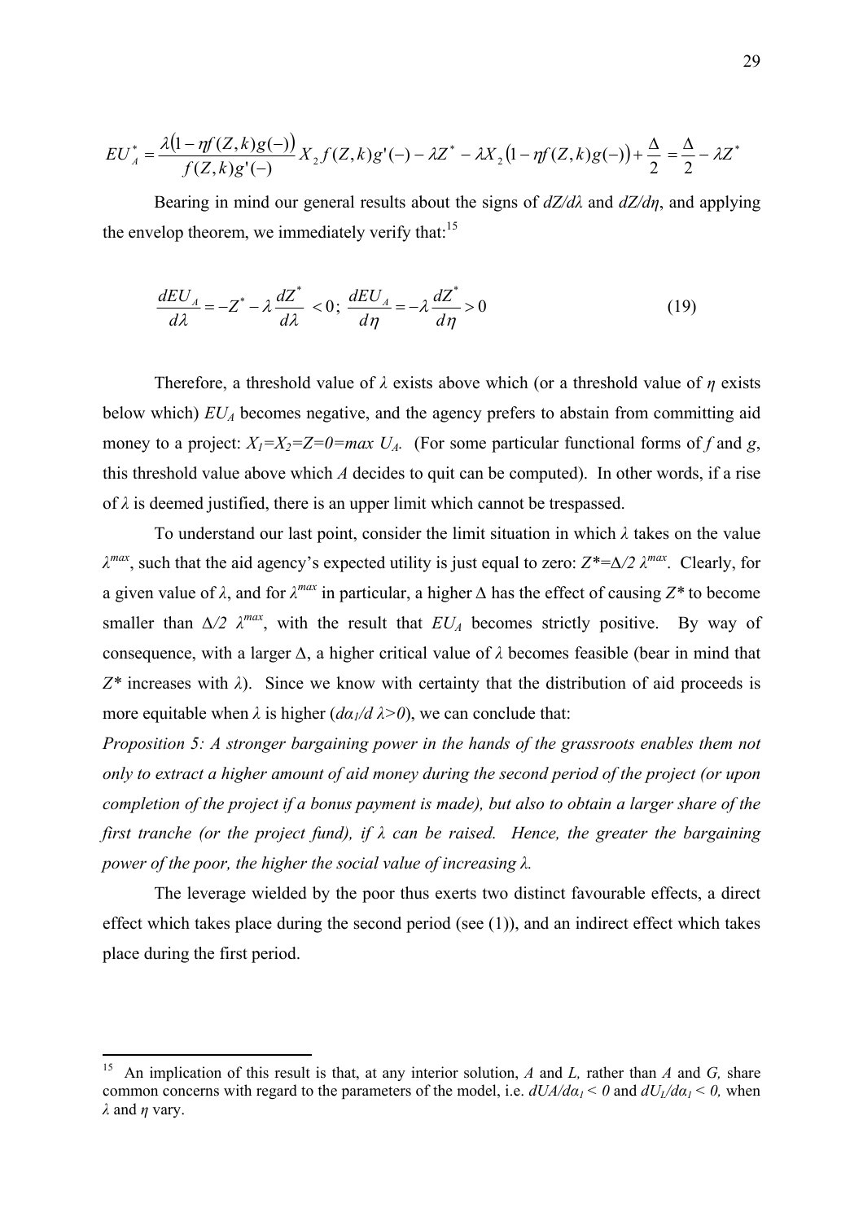$$EU_A^* = \frac{\lambda(1-\eta f(Z,k)g(-))}{f(Z,k)g'(-)} X_2 f(Z,k)g'(-) - \lambda Z^* - \lambda X_2 (1-\eta f(Z,k)g(-)) + \frac{\Delta}{2} = \frac{\Delta}{2} - \lambda Z^*$$

Bearing in mind our general results about the signs of $dZ/d\lambda$ and $dZ/d\eta$, and applying the envelop theorem, we immediately verify that:[15]

$$\frac{dEU_A}{d\lambda} = -Z^* - \lambda \frac{dZ^*}{d\lambda} < 0; \; \frac{dEU_A}{d\eta} = -\lambda \frac{dZ^*}{d\eta} > 0 \tag{19}$$

Therefore, a threshold value of $\lambda$ exists above which (or a threshold value of $\eta$ exists below which) $EU_A$ becomes negative, and the agency prefers to abstain from committing aid money to a project: $X_1=X_2=Z=0=max\ U_A$. (For some particular functional forms of $f$ and $g$, this threshold value above which $A$ decides to quit can be computed). In other words, if a rise of $\lambda$ is deemed justified, there is an upper limit which cannot be trespassed.

To understand our last point, consider the limit situation in which $\lambda$ takes on the value $\lambda^{max}$, such that the aid agency's expected utility is just equal to zero: $Z^*=\Delta/2\ \lambda^{max}$. Clearly, for a given value of $\lambda$, and for $\lambda^{max}$ in particular, a higher $\Delta$ has the effect of causing $Z^*$ to become smaller than $\Delta/2\ \lambda^{max}$, with the result that $EU_A$ becomes strictly positive. By way of consequence, with a larger $\Delta$, a higher critical value of $\lambda$ becomes feasible (bear in mind that $Z^*$ increases with $\lambda$). Since we know with certainty that the distribution of aid proceeds is more equitable when $\lambda$ is higher ($d\alpha_1/d\lambda>0$), we can conclude that:

*Proposition 5: A stronger bargaining power in the hands of the grassroots enables them not only to extract a higher amount of aid money during the second period of the project (or upon completion of the project if a bonus payment is made), but also to obtain a larger share of the first tranche (or the project fund), if $\lambda$ can be raised. Hence, the greater the bargaining power of the poor, the higher the social value of increasing $\lambda$.*

The leverage wielded by the poor thus exerts two distinct favourable effects, a direct effect which takes place during the second period (see (1)), and an indirect effect which takes place during the first period.

---

[15] An implication of this result is that, at any interior solution, $A$ and $L$, rather than $A$ and $G$, share common concerns with regard to the parameters of the model, i.e. $dUA/d\alpha_1 < 0$ and $dU_L/d\alpha_1 < 0$, when $\lambda$ and $\eta$ vary.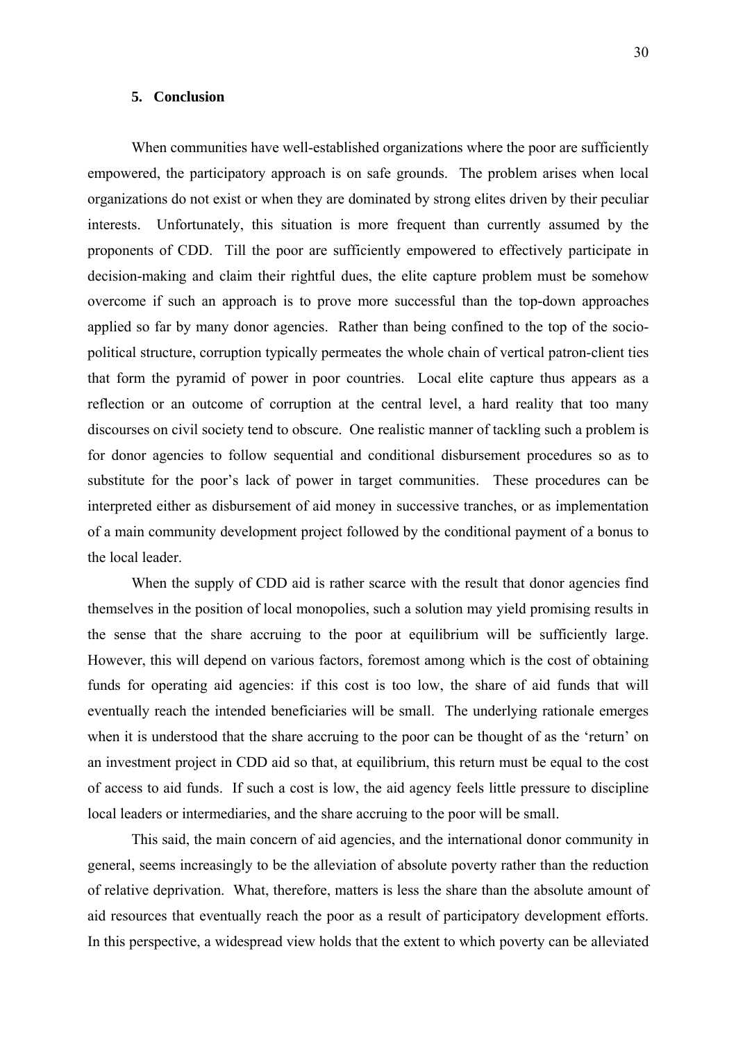## 5. Conclusion

When communities have well-established organizations where the poor are sufficiently empowered, the participatory approach is on safe grounds. The problem arises when local organizations do not exist or when they are dominated by strong elites driven by their peculiar interests. Unfortunately, this situation is more frequent than currently assumed by the proponents of CDD. Till the poor are sufficiently empowered to effectively participate in decision-making and claim their rightful dues, the elite capture problem must be somehow overcome if such an approach is to prove more successful than the top-down approaches applied so far by many donor agencies. Rather than being confined to the top of the socio-political structure, corruption typically permeates the whole chain of vertical patron-client ties that form the pyramid of power in poor countries. Local elite capture thus appears as a reflection or an outcome of corruption at the central level, a hard reality that too many discourses on civil society tend to obscure. One realistic manner of tackling such a problem is for donor agencies to follow sequential and conditional disbursement procedures so as to substitute for the poor's lack of power in target communities. These procedures can be interpreted either as disbursement of aid money in successive tranches, or as implementation of a main community development project followed by the conditional payment of a bonus to the local leader.

When the supply of CDD aid is rather scarce with the result that donor agencies find themselves in the position of local monopolies, such a solution may yield promising results in the sense that the share accruing to the poor at equilibrium will be sufficiently large. However, this will depend on various factors, foremost among which is the cost of obtaining funds for operating aid agencies: if this cost is too low, the share of aid funds that will eventually reach the intended beneficiaries will be small. The underlying rationale emerges when it is understood that the share accruing to the poor can be thought of as the 'return' on an investment project in CDD aid so that, at equilibrium, this return must be equal to the cost of access to aid funds. If such a cost is low, the aid agency feels little pressure to discipline local leaders or intermediaries, and the share accruing to the poor will be small.

This said, the main concern of aid agencies, and the international donor community in general, seems increasingly to be the alleviation of absolute poverty rather than the reduction of relative deprivation. What, therefore, matters is less the share than the absolute amount of aid resources that eventually reach the poor as a result of participatory development efforts. In this perspective, a widespread view holds that the extent to which poverty can be alleviated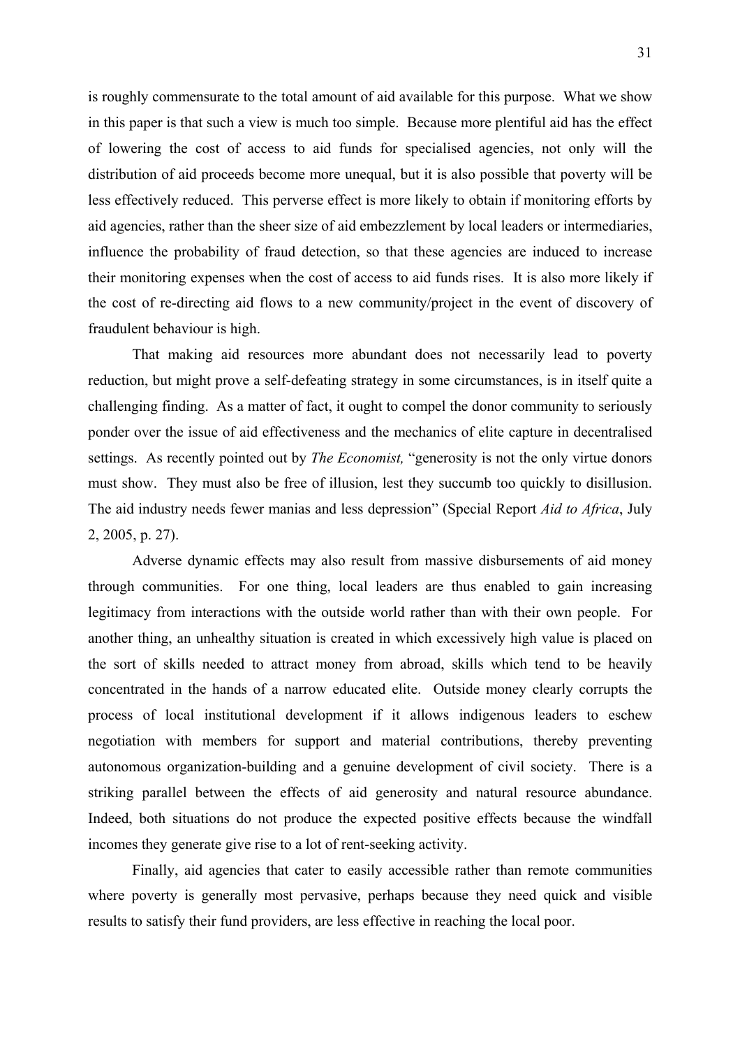is roughly commensurate to the total amount of aid available for this purpose. What we show in this paper is that such a view is much too simple. Because more plentiful aid has the effect of lowering the cost of access to aid funds for specialised agencies, not only will the distribution of aid proceeds become more unequal, but it is also possible that poverty will be less effectively reduced. This perverse effect is more likely to obtain if monitoring efforts by aid agencies, rather than the sheer size of aid embezzlement by local leaders or intermediaries, influence the probability of fraud detection, so that these agencies are induced to increase their monitoring expenses when the cost of access to aid funds rises. It is also more likely if the cost of re-directing aid flows to a new community/project in the event of discovery of fraudulent behaviour is high.

That making aid resources more abundant does not necessarily lead to poverty reduction, but might prove a self-defeating strategy in some circumstances, is in itself quite a challenging finding. As a matter of fact, it ought to compel the donor community to seriously ponder over the issue of aid effectiveness and the mechanics of elite capture in decentralised settings. As recently pointed out by *The Economist,* "generosity is not the only virtue donors must show. They must also be free of illusion, lest they succumb too quickly to disillusion. The aid industry needs fewer manias and less depression" (Special Report *Aid to Africa*, July 2, 2005, p. 27).

Adverse dynamic effects may also result from massive disbursements of aid money through communities. For one thing, local leaders are thus enabled to gain increasing legitimacy from interactions with the outside world rather than with their own people. For another thing, an unhealthy situation is created in which excessively high value is placed on the sort of skills needed to attract money from abroad, skills which tend to be heavily concentrated in the hands of a narrow educated elite. Outside money clearly corrupts the process of local institutional development if it allows indigenous leaders to eschew negotiation with members for support and material contributions, thereby preventing autonomous organization-building and a genuine development of civil society. There is a striking parallel between the effects of aid generosity and natural resource abundance. Indeed, both situations do not produce the expected positive effects because the windfall incomes they generate give rise to a lot of rent-seeking activity.

Finally, aid agencies that cater to easily accessible rather than remote communities where poverty is generally most pervasive, perhaps because they need quick and visible results to satisfy their fund providers, are less effective in reaching the local poor.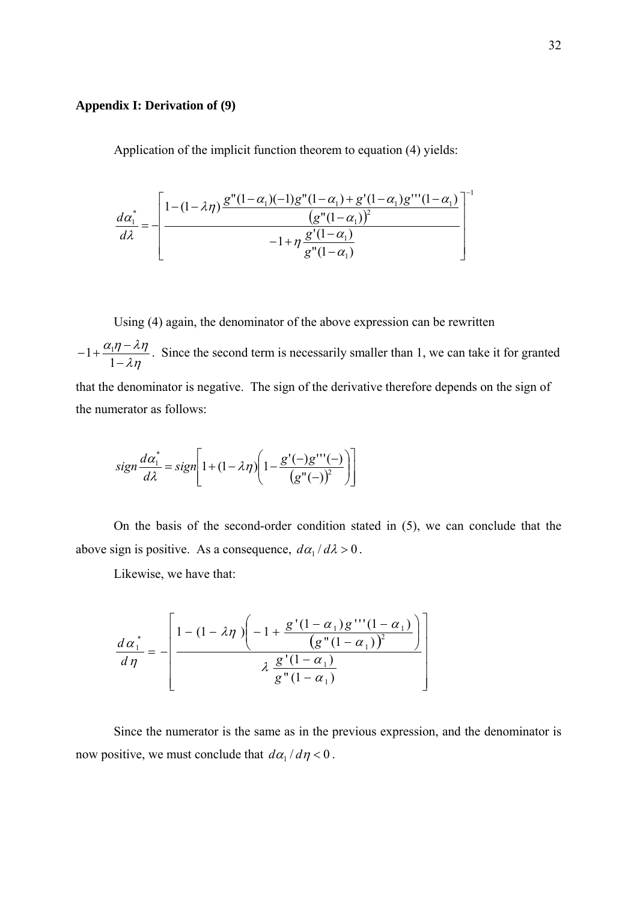**Appendix I: Derivation of (9)**

Application of the implicit function theorem to equation (4) yields:

$$\frac{d\alpha_1^*}{d\lambda} = -\left[\frac{1-(1-\lambda\eta)\dfrac{g''(1-\alpha_1)(-1)g''(1-\alpha_1)+g'(1-\alpha_1)g'''(1-\alpha_1)}{\left(g''(1-\alpha_1)\right)^2}}{-1+\eta\dfrac{g'(1-\alpha_1)}{g''(1-\alpha_1)}}\right]^{-1}$$

Using (4) again, the denominator of the above expression can be rewritten $-1+\dfrac{\alpha_1\eta-\lambda\eta}{1-\lambda\eta}$. Since the second term is necessarily smaller than 1, we can take it for granted that the denominator is negative. The sign of the derivative therefore depends on the sign of the numerator as follows:

$$sign\frac{d\alpha_1^*}{d\lambda} = sign\left[1+(1-\lambda\eta)\left(1-\frac{g'(-)g'''(-)}{\left(g''(-)\right)^2}\right)\right]$$

On the basis of the second-order condition stated in (5), we can conclude that the above sign is positive. As a consequence, $d\alpha_1/d\lambda > 0$.

Likewise, we have that:

$$\frac{d\alpha_1^*}{d\eta} = -\left[\frac{1-(1-\lambda\eta)\left(-1+\dfrac{g'(1-\alpha_1)g'''(1-\alpha_1)}{\left(g''(1-\alpha_1)\right)^2}\right)}{\lambda\dfrac{g'(1-\alpha_1)}{g''(1-\alpha_1)}}\right]$$

Since the numerator is the same as in the previous expression, and the denominator is now positive, we must conclude that $d\alpha_1/d\eta < 0$.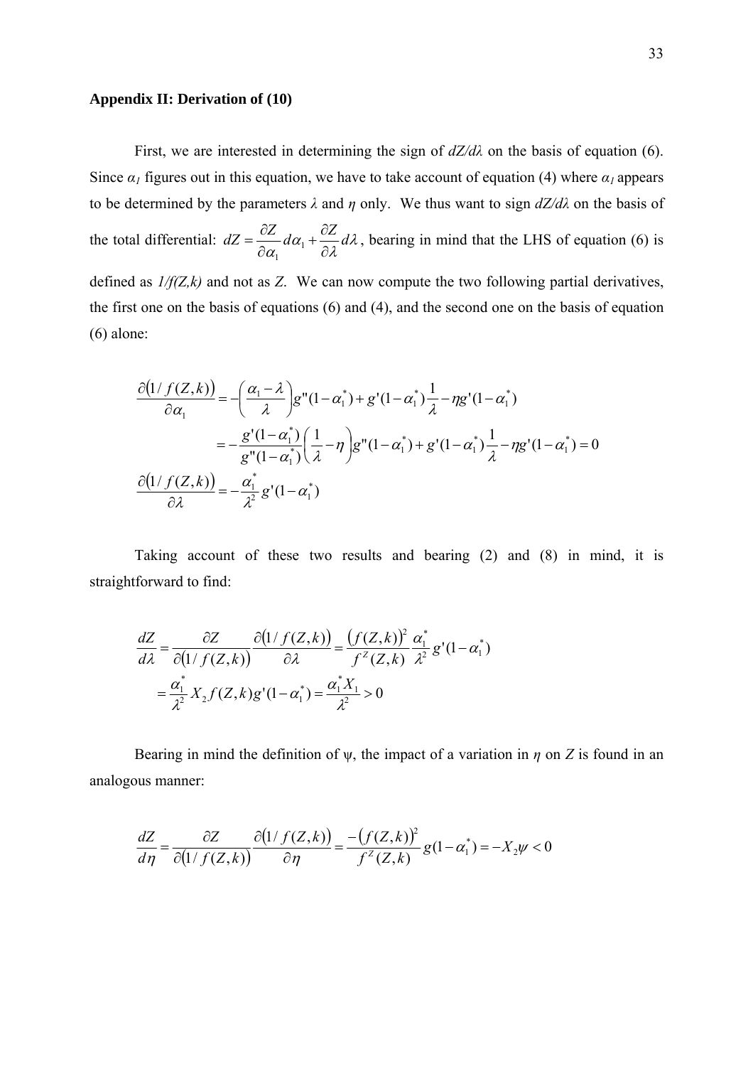**Appendix II: Derivation of (10)**

First, we are interested in determining the sign of $dZ/d\lambda$ on the basis of equation (6). Since $\alpha_1$ figures out in this equation, we have to take account of equation (4) where $\alpha_1$ appears to be determined by the parameters $\lambda$ and $\eta$ only. We thus want to sign $dZ/d\lambda$ on the basis of the total differential: $dZ = \frac{\partial Z}{\partial \alpha_1} d\alpha_1 + \frac{\partial Z}{\partial \lambda} d\lambda$, bearing in mind that the LHS of equation (6) is defined as $1/f(Z,k)$ and not as $Z$. We can now compute the two following partial derivatives, the first one on the basis of equations (6) and (4), and the second one on the basis of equation (6) alone:

$$
\begin{aligned}
\frac{\partial\left(1/f(Z,k)\right)}{\partial \alpha_1} &= -\left(\frac{\alpha_1 - \lambda}{\lambda}\right) g''(1-\alpha_1^*) + g'(1-\alpha_1^*)\frac{1}{\lambda} - \eta g'(1-\alpha_1^*) \\
&= -\frac{g'(1-\alpha_1^*)}{g''(1-\alpha_1^*)}\left(\frac{1}{\lambda} - \eta\right) g''(1-\alpha_1^*) + g'(1-\alpha_1^*)\frac{1}{\lambda} - \eta g'(1-\alpha_1^*) = 0 \\
\frac{\partial\left(1/f(Z,k)\right)}{\partial \lambda} &= -\frac{\alpha_1^*}{\lambda^2} g'(1-\alpha_1^*)
\end{aligned}
$$

Taking account of these two results and bearing (2) and (8) in mind, it is straightforward to find:

$$
\begin{aligned}
\frac{dZ}{d\lambda} &= \frac{\partial Z}{\partial\left(1/f(Z,k)\right)} \frac{\partial\left(1/f(Z,k)\right)}{\partial \lambda} = \frac{\left(f(Z,k)\right)^2}{f^Z(Z,k)} \frac{\alpha_1^*}{\lambda^2} g'(1-\alpha_1^*) \\
&= \frac{\alpha_1^*}{\lambda^2} X_2 f(Z,k) g'(1-\alpha_1^*) = \frac{\alpha_1^* X_1}{\lambda^2} > 0
\end{aligned}
$$

Bearing in mind the definition of $\psi$, the impact of a variation in $\eta$ on $Z$ is found in an analogous manner:

$$
\frac{dZ}{d\eta} = \frac{\partial Z}{\partial\left(1/f(Z,k)\right)} \frac{\partial\left(1/f(Z,k)\right)}{\partial \eta} = \frac{-\left(f(Z,k)\right)^2}{f^Z(Z,k)} g(1-\alpha_1^*) = -X_2 \psi < 0
$$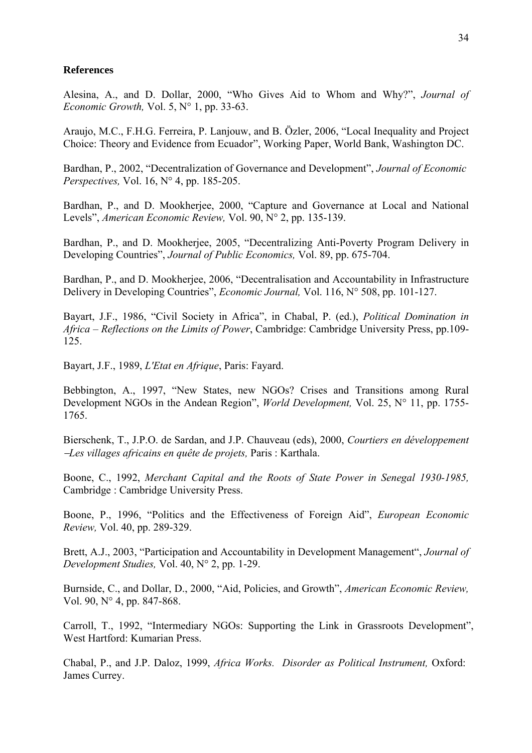**References**

Alesina, A., and D. Dollar, 2000, "Who Gives Aid to Whom and Why?", *Journal of Economic Growth,* Vol. 5, N° 1, pp. 33-63.

Araujo, M.C., F.H.G. Ferreira, P. Lanjouw, and B. Özler, 2006, "Local Inequality and Project Choice: Theory and Evidence from Ecuador", Working Paper, World Bank, Washington DC.

Bardhan, P., 2002, "Decentralization of Governance and Development", *Journal of Economic Perspectives,* Vol. 16, N° 4, pp. 185-205.

Bardhan, P., and D. Mookherjee, 2000, "Capture and Governance at Local and National Levels", *American Economic Review,* Vol. 90, N° 2, pp. 135-139.

Bardhan, P., and D. Mookherjee, 2005, "Decentralizing Anti-Poverty Program Delivery in Developing Countries", *Journal of Public Economics,* Vol. 89, pp. 675-704.

Bardhan, P., and D. Mookherjee, 2006, "Decentralisation and Accountability in Infrastructure Delivery in Developing Countries", *Economic Journal,* Vol. 116, N° 508, pp. 101-127.

Bayart, J.F., 1986, "Civil Society in Africa", in Chabal, P. (ed.), *Political Domination in Africa – Reflections on the Limits of Power*, Cambridge: Cambridge University Press, pp.109-125.

Bayart, J.F., 1989, *L'Etat en Afrique*, Paris: Fayard.

Bebbington, A., 1997, "New States, new NGOs? Crises and Transitions among Rural Development NGOs in the Andean Region", *World Development,* Vol. 25, N° 11, pp. 1755-1765.

Bierschenk, T., J.P.O. de Sardan, and J.P. Chauveau (eds), 2000, *Courtiers en développement –Les villages africains en quête de projets,* Paris : Karthala.

Boone, C., 1992, *Merchant Capital and the Roots of State Power in Senegal 1930-1985,* Cambridge : Cambridge University Press.

Boone, P., 1996, "Politics and the Effectiveness of Foreign Aid", *European Economic Review,* Vol. 40, pp. 289-329.

Brett, A.J., 2003, "Participation and Accountability in Development Management", *Journal of Development Studies,* Vol. 40, N° 2, pp. 1-29.

Burnside, C., and Dollar, D., 2000, "Aid, Policies, and Growth", *American Economic Review,* Vol. 90, N° 4, pp. 847-868.

Carroll, T., 1992, "Intermediary NGOs: Supporting the Link in Grassroots Development", West Hartford: Kumarian Press.

Chabal, P., and J.P. Daloz, 1999, *Africa Works. Disorder as Political Instrument,* Oxford: James Currey.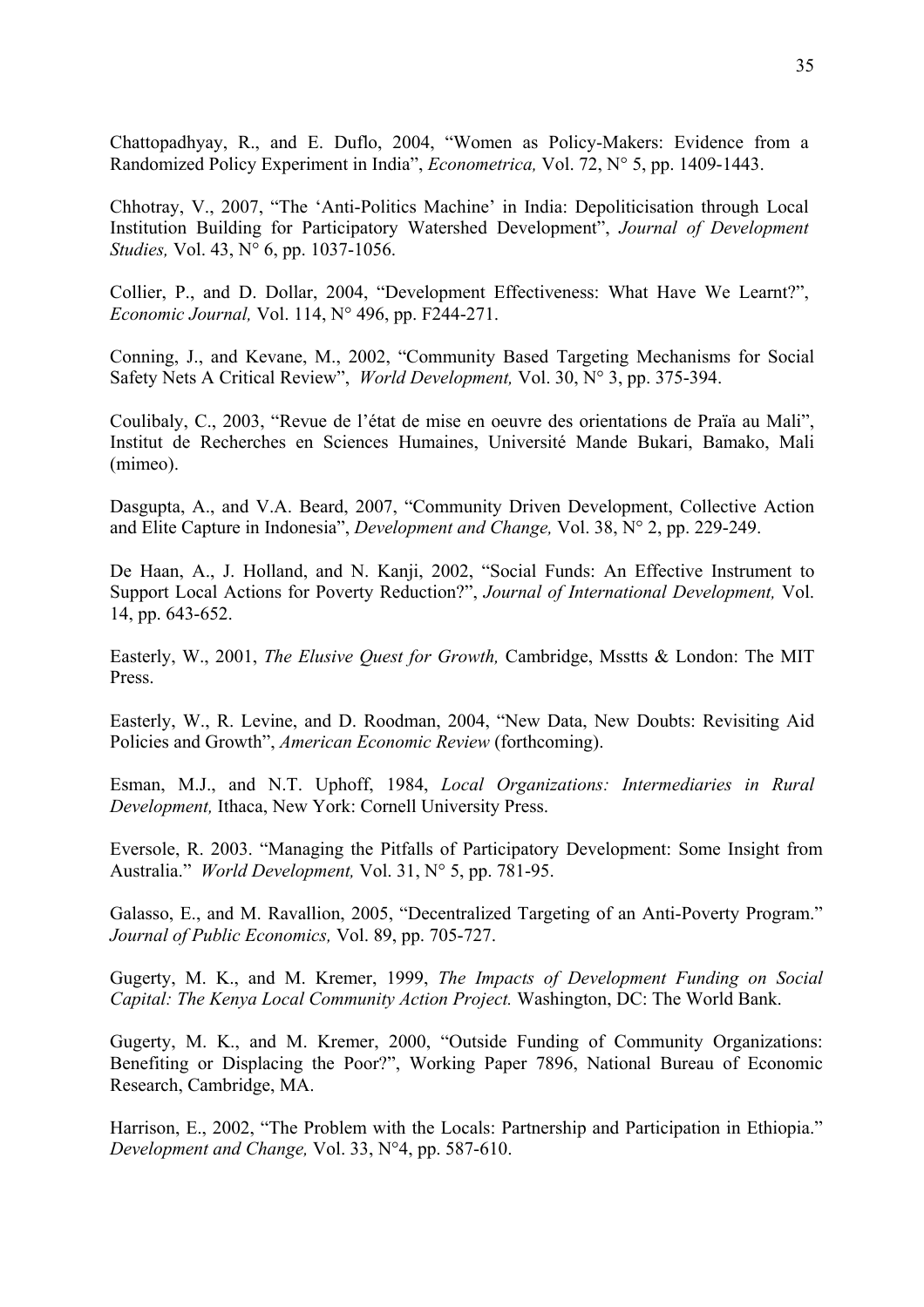Chattopadhyay, R., and E. Duflo, 2004, "Women as Policy-Makers: Evidence from a Randomized Policy Experiment in India", *Econometrica,* Vol. 72, N° 5, pp. 1409-1443.

Chhotray, V., 2007, "The 'Anti-Politics Machine' in India: Depoliticisation through Local Institution Building for Participatory Watershed Development", *Journal of Development Studies,* Vol. 43, N° 6, pp. 1037-1056.

Collier, P., and D. Dollar, 2004, "Development Effectiveness: What Have We Learnt?", *Economic Journal,* Vol. 114, N° 496, pp. F244-271.

Conning, J., and Kevane, M., 2002, "Community Based Targeting Mechanisms for Social Safety Nets A Critical Review", *World Development,* Vol. 30, N° 3, pp. 375-394.

Coulibaly, C., 2003, "Revue de l'état de mise en oeuvre des orientations de Praïa au Mali", Institut de Recherches en Sciences Humaines, Université Mande Bukari, Bamako, Mali (mimeo).

Dasgupta, A., and V.A. Beard, 2007, "Community Driven Development, Collective Action and Elite Capture in Indonesia", *Development and Change,* Vol. 38, N° 2, pp. 229-249.

De Haan, A., J. Holland, and N. Kanji, 2002, "Social Funds: An Effective Instrument to Support Local Actions for Poverty Reduction?", *Journal of International Development,* Vol. 14, pp. 643-652.

Easterly, W., 2001, *The Elusive Quest for Growth,* Cambridge, Msstts & London: The MIT Press.

Easterly, W., R. Levine, and D. Roodman, 2004, "New Data, New Doubts: Revisiting Aid Policies and Growth", *American Economic Review* (forthcoming).

Esman, M.J., and N.T. Uphoff, 1984, *Local Organizations: Intermediaries in Rural Development,* Ithaca, New York: Cornell University Press.

Eversole, R. 2003. "Managing the Pitfalls of Participatory Development: Some Insight from Australia." *World Development,* Vol. 31, N° 5, pp. 781-95.

Galasso, E., and M. Ravallion, 2005, "Decentralized Targeting of an Anti-Poverty Program." *Journal of Public Economics,* Vol. 89, pp. 705-727.

Gugerty, M. K., and M. Kremer, 1999, *The Impacts of Development Funding on Social Capital: The Kenya Local Community Action Project.* Washington, DC: The World Bank.

Gugerty, M. K., and M. Kremer, 2000, "Outside Funding of Community Organizations: Benefiting or Displacing the Poor?", Working Paper 7896, National Bureau of Economic Research, Cambridge, MA.

Harrison, E., 2002, "The Problem with the Locals: Partnership and Participation in Ethiopia." *Development and Change,* Vol. 33, N°4, pp. 587-610.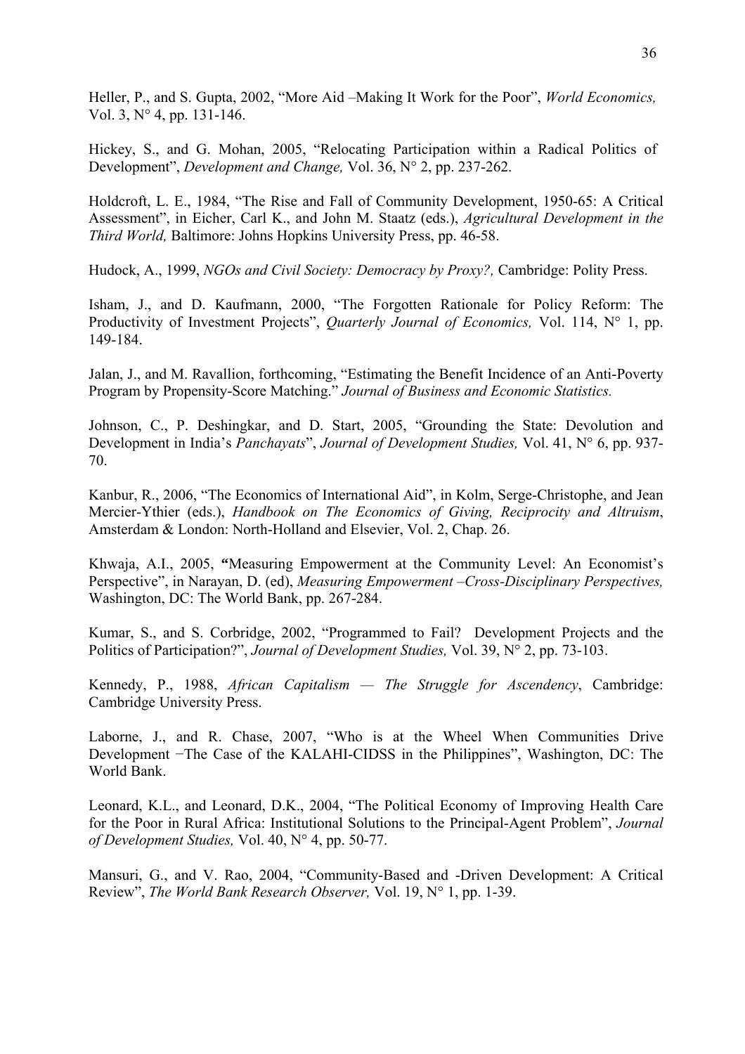Heller, P., and S. Gupta, 2002, "More Aid –Making It Work for the Poor", *World Economics,* Vol. 3, N° 4, pp. 131-146.

Hickey, S., and G. Mohan, 2005, "Relocating Participation within a Radical Politics of Development", *Development and Change,* Vol. 36, N° 2, pp. 237-262.

Holdcroft, L. E., 1984, "The Rise and Fall of Community Development, 1950-65: A Critical Assessment", in Eicher, Carl K., and John M. Staatz (eds.), *Agricultural Development in the Third World,* Baltimore: Johns Hopkins University Press, pp. 46-58.

Hudock, A., 1999, *NGOs and Civil Society: Democracy by Proxy?,* Cambridge: Polity Press.

Isham, J., and D. Kaufmann, 2000, "The Forgotten Rationale for Policy Reform: The Productivity of Investment Projects", *Quarterly Journal of Economics,* Vol. 114, N° 1, pp. 149-184.

Jalan, J., and M. Ravallion, forthcoming, "Estimating the Benefit Incidence of an Anti-Poverty Program by Propensity-Score Matching." *Journal of Business and Economic Statistics.*

Johnson, C., P. Deshingkar, and D. Start, 2005, "Grounding the State: Devolution and Development in India's *Panchayats*", *Journal of Development Studies,* Vol. 41, N° 6, pp. 937-70.

Kanbur, R., 2006, "The Economics of International Aid", in Kolm, Serge-Christophe, and Jean Mercier-Ythier (eds.), *Handbook on The Economics of Giving, Reciprocity and Altruism*, Amsterdam & London: North-Holland and Elsevier, Vol. 2, Chap. 26.

Khwaja, A.I., 2005, **"**Measuring Empowerment at the Community Level: An Economist's Perspective", in Narayan, D. (ed), *Measuring Empowerment –Cross-Disciplinary Perspectives,* Washington, DC: The World Bank, pp. 267-284.

Kumar, S., and S. Corbridge, 2002, "Programmed to Fail? Development Projects and the Politics of Participation?", *Journal of Development Studies,* Vol. 39, N° 2, pp. 73-103.

Kennedy, P., 1988, *African Capitalism — The Struggle for Ascendency*, Cambridge: Cambridge University Press.

Laborne, J., and R. Chase, 2007, "Who is at the Wheel When Communities Drive Development −The Case of the KALAHI-CIDSS in the Philippines", Washington, DC: The World Bank.

Leonard, K.L., and Leonard, D.K., 2004, "The Political Economy of Improving Health Care for the Poor in Rural Africa: Institutional Solutions to the Principal-Agent Problem", *Journal of Development Studies,* Vol. 40, N° 4, pp. 50-77.

Mansuri, G., and V. Rao, 2004, "Community-Based and -Driven Development: A Critical Review", *The World Bank Research Observer,* Vol. 19, N° 1, pp. 1-39.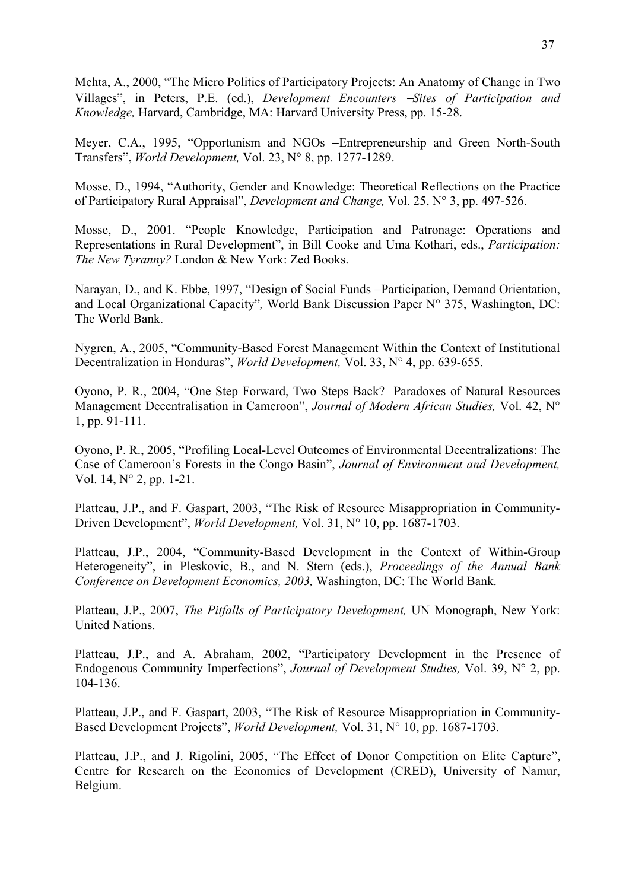Mehta, A., 2000, "The Micro Politics of Participatory Projects: An Anatomy of Change in Two Villages", in Peters, P.E. (ed.), *Development Encounters –Sites of Participation and Knowledge,* Harvard, Cambridge, MA: Harvard University Press, pp. 15-28.

Meyer, C.A., 1995, "Opportunism and NGOs –Entrepreneurship and Green North-South Transfers", *World Development,* Vol. 23, N° 8, pp. 1277-1289.

Mosse, D., 1994, "Authority, Gender and Knowledge: Theoretical Reflections on the Practice of Participatory Rural Appraisal", *Development and Change,* Vol. 25, N° 3, pp. 497-526.

Mosse, D., 2001. "People Knowledge, Participation and Patronage: Operations and Representations in Rural Development", in Bill Cooke and Uma Kothari, eds., *Participation: The New Tyranny?* London & New York: Zed Books.

Narayan, D., and K. Ebbe, 1997, "Design of Social Funds –Participation, Demand Orientation, and Local Organizational Capacity", World Bank Discussion Paper N° 375, Washington, DC: The World Bank.

Nygren, A., 2005, "Community-Based Forest Management Within the Context of Institutional Decentralization in Honduras", *World Development,* Vol. 33, N° 4, pp. 639-655.

Oyono, P. R., 2004, "One Step Forward, Two Steps Back? Paradoxes of Natural Resources Management Decentralisation in Cameroon", *Journal of Modern African Studies,* Vol. 42, N° 1, pp. 91-111.

Oyono, P. R., 2005, "Profiling Local-Level Outcomes of Environmental Decentralizations: The Case of Cameroon's Forests in the Congo Basin", *Journal of Environment and Development,* Vol. 14, N° 2, pp. 1-21.

Platteau, J.P., and F. Gaspart, 2003, "The Risk of Resource Misappropriation in Community-Driven Development", *World Development,* Vol. 31, N° 10, pp. 1687-1703.

Platteau, J.P., 2004, "Community-Based Development in the Context of Within-Group Heterogeneity", in Pleskovic, B., and N. Stern (eds.), *Proceedings of the Annual Bank Conference on Development Economics, 2003,* Washington, DC: The World Bank.

Platteau, J.P., 2007, *The Pitfalls of Participatory Development,* UN Monograph, New York: United Nations.

Platteau, J.P., and A. Abraham, 2002, "Participatory Development in the Presence of Endogenous Community Imperfections", *Journal of Development Studies,* Vol. 39, N° 2, pp. 104-136.

Platteau, J.P., and F. Gaspart, 2003, "The Risk of Resource Misappropriation in Community-Based Development Projects", *World Development,* Vol. 31, N° 10, pp. 1687-1703.

Platteau, J.P., and J. Rigolini, 2005, "The Effect of Donor Competition on Elite Capture", Centre for Research on the Economics of Development (CRED), University of Namur, Belgium.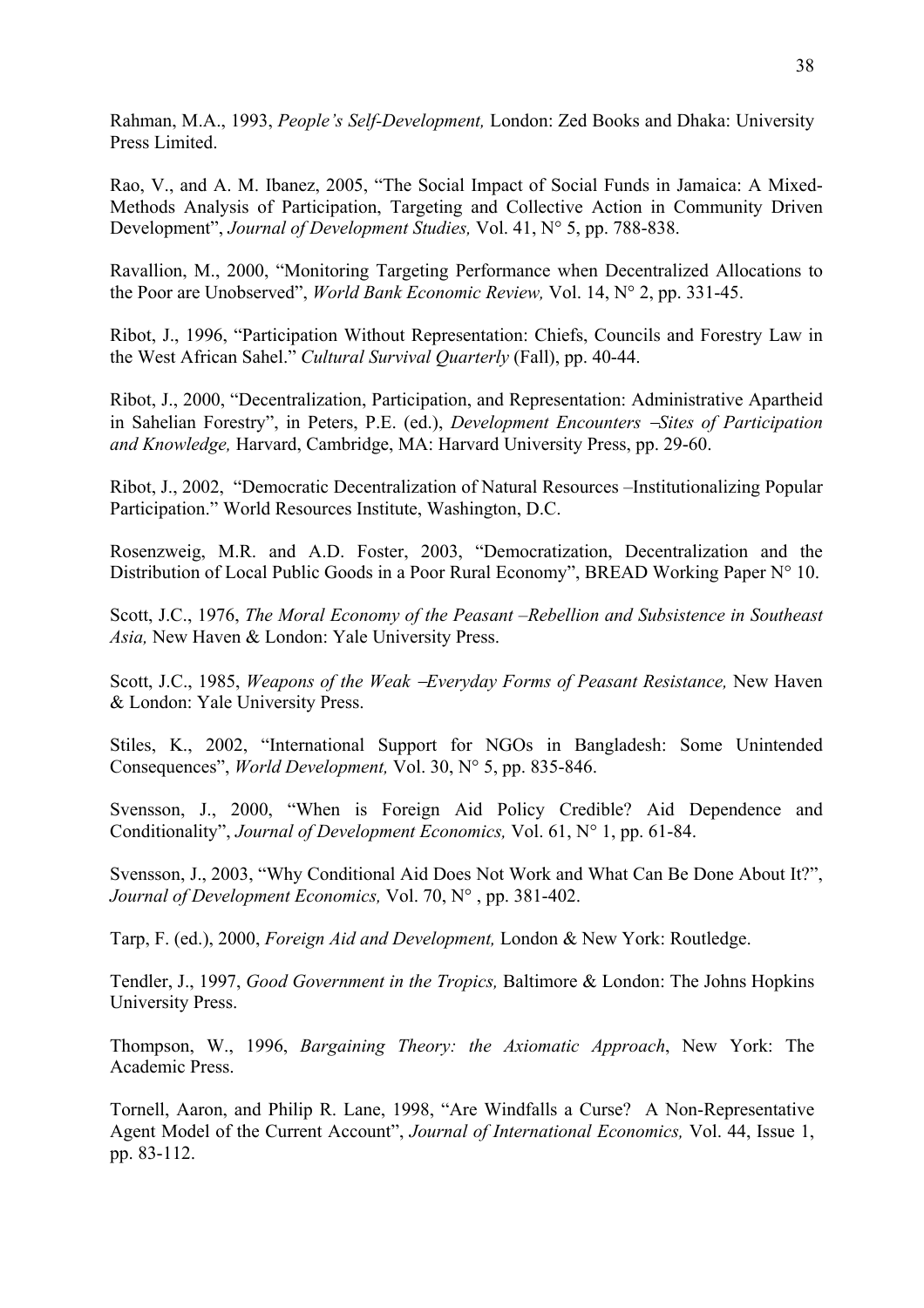Rahman, M.A., 1993, *People's Self-Development,* London: Zed Books and Dhaka: University Press Limited.

Rao, V., and A. M. Ibanez, 2005, "The Social Impact of Social Funds in Jamaica: A Mixed-Methods Analysis of Participation, Targeting and Collective Action in Community Driven Development", *Journal of Development Studies,* Vol. 41, N° 5, pp. 788-838.

Ravallion, M., 2000, "Monitoring Targeting Performance when Decentralized Allocations to the Poor are Unobserved", *World Bank Economic Review,* Vol. 14, N° 2, pp. 331-45.

Ribot, J., 1996, "Participation Without Representation: Chiefs, Councils and Forestry Law in the West African Sahel." *Cultural Survival Quarterly* (Fall), pp. 40-44.

Ribot, J., 2000, "Decentralization, Participation, and Representation: Administrative Apartheid in Sahelian Forestry", in Peters, P.E. (ed.), *Development Encounters –Sites of Participation and Knowledge,* Harvard, Cambridge, MA: Harvard University Press, pp. 29-60.

Ribot, J., 2002, "Democratic Decentralization of Natural Resources –Institutionalizing Popular Participation." World Resources Institute, Washington, D.C.

Rosenzweig, M.R. and A.D. Foster, 2003, "Democratization, Decentralization and the Distribution of Local Public Goods in a Poor Rural Economy", BREAD Working Paper N° 10.

Scott, J.C., 1976, *The Moral Economy of the Peasant –Rebellion and Subsistence in Southeast Asia,* New Haven & London: Yale University Press.

Scott, J.C., 1985, *Weapons of the Weak –Everyday Forms of Peasant Resistance,* New Haven & London: Yale University Press.

Stiles, K., 2002, "International Support for NGOs in Bangladesh: Some Unintended Consequences", *World Development,* Vol. 30, N° 5, pp. 835-846.

Svensson, J., 2000, "When is Foreign Aid Policy Credible? Aid Dependence and Conditionality", *Journal of Development Economics,* Vol. 61, N° 1, pp. 61-84.

Svensson, J., 2003, "Why Conditional Aid Does Not Work and What Can Be Done About It?", *Journal of Development Economics,* Vol. 70, N° , pp. 381-402.

Tarp, F. (ed.), 2000, *Foreign Aid and Development,* London & New York: Routledge.

Tendler, J., 1997, *Good Government in the Tropics,* Baltimore & London: The Johns Hopkins University Press.

Thompson, W., 1996, *Bargaining Theory: the Axiomatic Approach*, New York: The Academic Press.

Tornell, Aaron, and Philip R. Lane, 1998, "Are Windfalls a Curse? A Non-Representative Agent Model of the Current Account", *Journal of International Economics,* Vol. 44, Issue 1, pp. 83-112.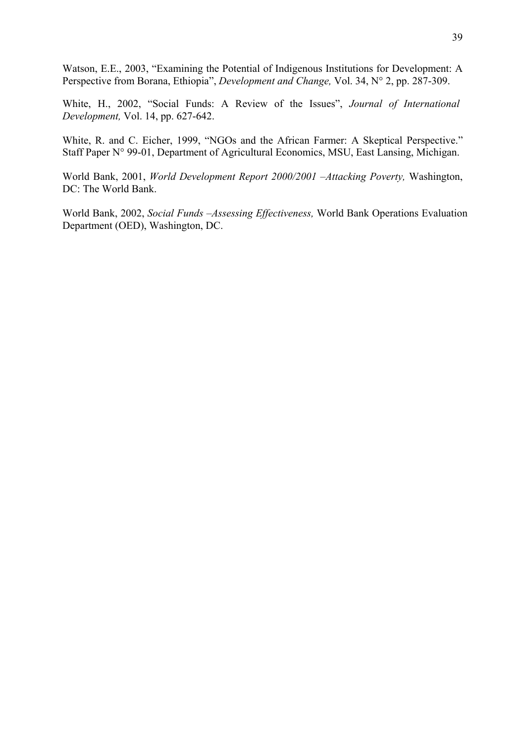Watson, E.E., 2003, “Examining the Potential of Indigenous Institutions for Development: A Perspective from Borana, Ethiopia”, *Development and Change,* Vol. 34, N° 2, pp. 287-309.

White, H., 2002, “Social Funds: A Review of the Issues”, *Journal of International Development,* Vol. 14, pp. 627-642.

White, R. and C. Eicher, 1999, “NGOs and the African Farmer: A Skeptical Perspective.” Staff Paper N° 99-01, Department of Agricultural Economics, MSU, East Lansing, Michigan.

World Bank, 2001, *World Development Report 2000/2001 –Attacking Poverty,* Washington, DC: The World Bank.

World Bank, 2002, *Social Funds –Assessing Effectiveness,* World Bank Operations Evaluation Department (OED), Washington, DC.